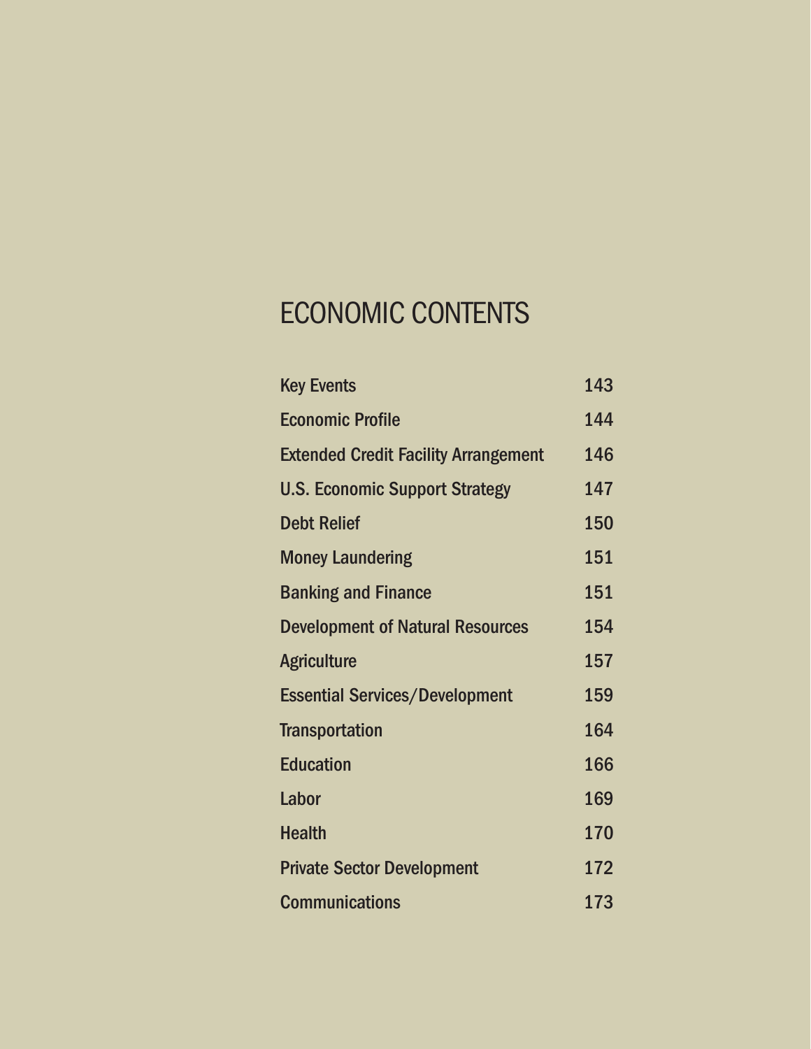# ECONOMIC CONTENTS

| | |
|---|---|
| Key Events | 143 |
| Economic Profile | 144 |
| Extended Credit Facility Arrangement | 146 |
| U.S. Economic Support Strategy | 147 |
| Debt Relief | 150 |
| Money Laundering | 151 |
| Banking and Finance | 151 |
| Development of Natural Resources | 154 |
| Agriculture | 157 |
| Essential Services/Development | 159 |
| Transportation | 164 |
| Education | 166 |
| Labor | 169 |
| Health | 170 |
| Private Sector Development | 172 |
| Communications | 173 |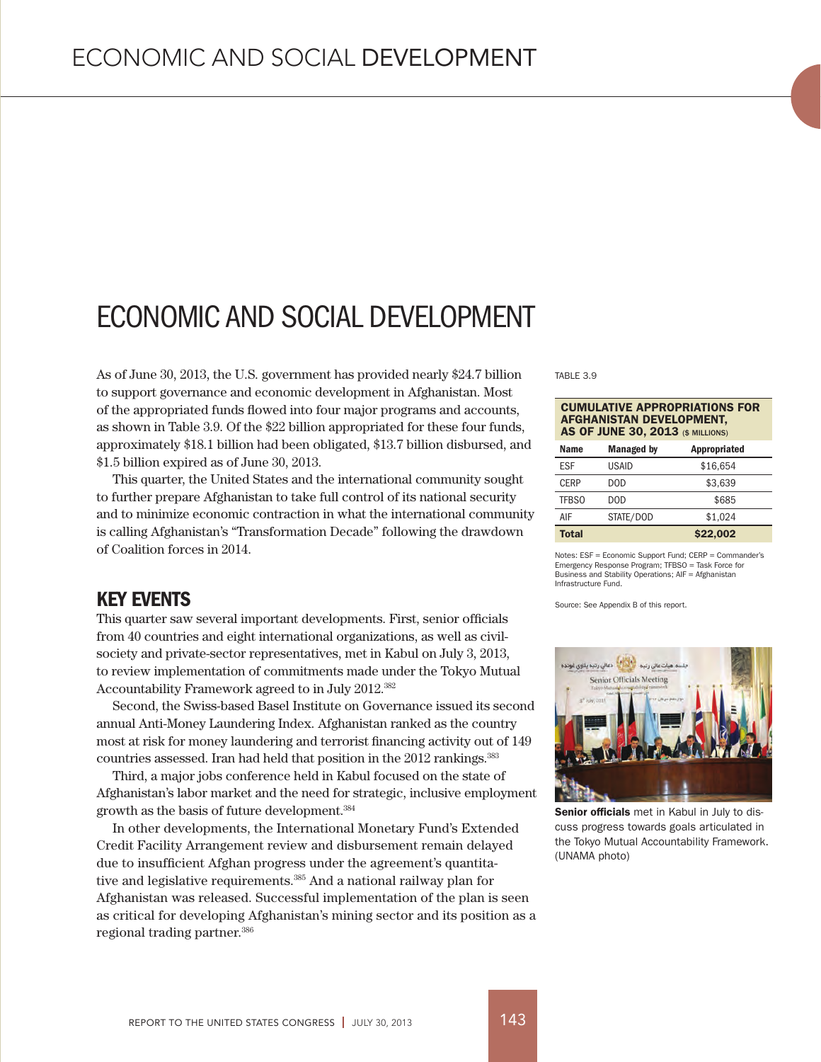# ECONOMIC AND SOCIAL DEVELOPMENT

As of June 30, 2013, the U.S. government has provided nearly $24.7 billion to support governance and economic development in Afghanistan. Most of the appropriated funds flowed into four major programs and accounts, as shown in Table 3.9. Of the $22 billion appropriated for these four funds, approximately $18.1 billion had been obligated, $13.7 billion disbursed, and $1.5 billion expired as of June 30, 2013.

This quarter, the United States and the international community sought to further prepare Afghanistan to take full control of its national security and to minimize economic contraction in what the international community is calling Afghanistan's "Transformation Decade" following the drawdown of Coalition forces in 2014.

TABLE 3.9

**CUMULATIVE APPROPRIATIONS FOR AFGHANISTAN DEVELOPMENT, AS OF JUNE 30, 2013** ($ MILLIONS)

| Name | Managed by | Appropriated |
|---|---|---|
| ESF | USAID | $16,654 |
| CERP | DOD | $3,639 |
| TFBSO | DOD | $685 |
| AIF | STATE/DOD | $1,024 |
| **Total** | | **$22,002** |

Notes: ESF = Economic Support Fund; CERP = Commander's Emergency Response Program; TFBSO = Task Force for Business and Stability Operations; AIF = Afghanistan Infrastructure Fund.

Source: See Appendix B of this report.

## KEY EVENTS

This quarter saw several important developments. First, senior officials from 40 countries and eight international organizations, as well as civil-society and private-sector representatives, met in Kabul on July 3, 2013, to review implementation of commitments made under the Tokyo Mutual Accountability Framework agreed to in July 2012.[382]

Second, the Swiss-based Basel Institute on Governance issued its second annual Anti-Money Laundering Index. Afghanistan ranked as the country most at risk for money laundering and terrorist financing activity out of 149 countries assessed. Iran had held that position in the 2012 rankings.[383]

Third, a major jobs conference held in Kabul focused on the state of Afghanistan's labor market and the need for strategic, inclusive employment growth as the basis of future development.[384]

In other developments, the International Monetary Fund's Extended Credit Facility Arrangement review and disbursement remain delayed due to insufficient Afghan progress under the agreement's quantitative and legislative requirements.[385] And a national railway plan for Afghanistan was released. Successful implementation of the plan is seen as critical for developing Afghanistan's mining sector and its position as a regional trading partner.[386]

**Senior officials** met in Kabul in July to discuss progress towards goals articulated in the Tokyo Mutual Accountability Framework. (UNAMA photo)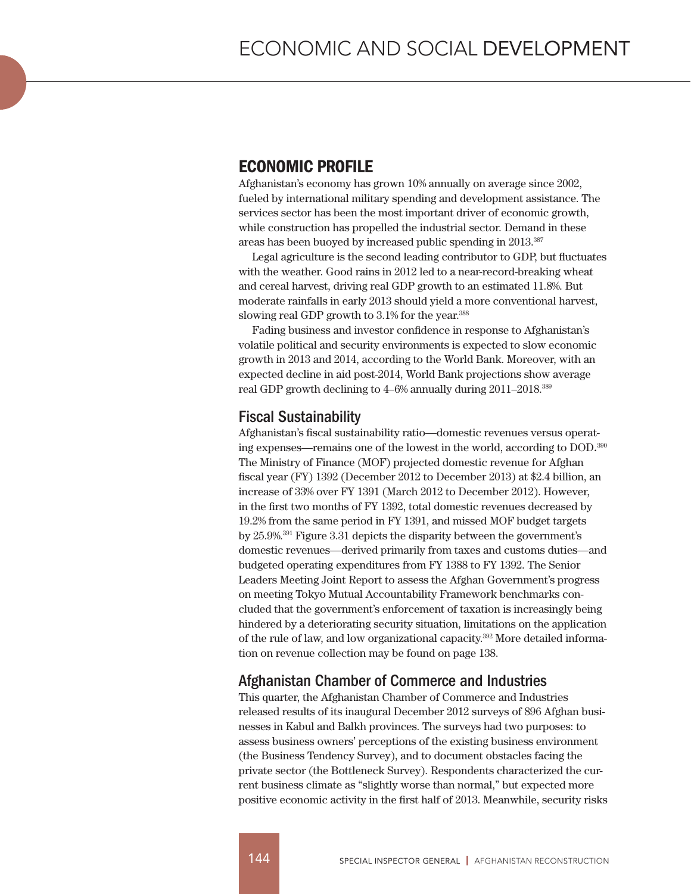## ECONOMIC PROFILE

Afghanistan's economy has grown 10% annually on average since 2002, fueled by international military spending and development assistance. The services sector has been the most important driver of economic growth, while construction has propelled the industrial sector. Demand in these areas has been buoyed by increased public spending in 2013.[387]

Legal agriculture is the second leading contributor to GDP, but fluctuates with the weather. Good rains in 2012 led to a near-record-breaking wheat and cereal harvest, driving real GDP growth to an estimated 11.8%. But moderate rainfalls in early 2013 should yield a more conventional harvest, slowing real GDP growth to 3.1% for the year.[388]

Fading business and investor confidence in response to Afghanistan's volatile political and security environments is expected to slow economic growth in 2013 and 2014, according to the World Bank. Moreover, with an expected decline in aid post-2014, World Bank projections show average real GDP growth declining to 4–6% annually during 2011–2018.[389]

### Fiscal Sustainability

Afghanistan's fiscal sustainability ratio—domestic revenues versus operating expenses—remains one of the lowest in the world, according to DOD.[390] The Ministry of Finance (MOF) projected domestic revenue for Afghan fiscal year (FY) 1392 (December 2012 to December 2013) at $2.4 billion, an increase of 33% over FY 1391 (March 2012 to December 2012). However, in the first two months of FY 1392, total domestic revenues decreased by 19.2% from the same period in FY 1391, and missed MOF budget targets by 25.9%.[391] Figure 3.31 depicts the disparity between the government's domestic revenues—derived primarily from taxes and customs duties—and budgeted operating expenditures from FY 1388 to FY 1392. The Senior Leaders Meeting Joint Report to assess the Afghan Government's progress on meeting Tokyo Mutual Accountability Framework benchmarks concluded that the government's enforcement of taxation is increasingly being hindered by a deteriorating security situation, limitations on the application of the rule of law, and low organizational capacity.[392] More detailed information on revenue collection may be found on page 138.

### Afghanistan Chamber of Commerce and Industries

This quarter, the Afghanistan Chamber of Commerce and Industries released results of its inaugural December 2012 surveys of 896 Afghan businesses in Kabul and Balkh provinces. The surveys had two purposes: to assess business owners' perceptions of the existing business environment (the Business Tendency Survey), and to document obstacles facing the private sector (the Bottleneck Survey). Respondents characterized the current business climate as "slightly worse than normal," but expected more positive economic activity in the first half of 2013. Meanwhile, security risks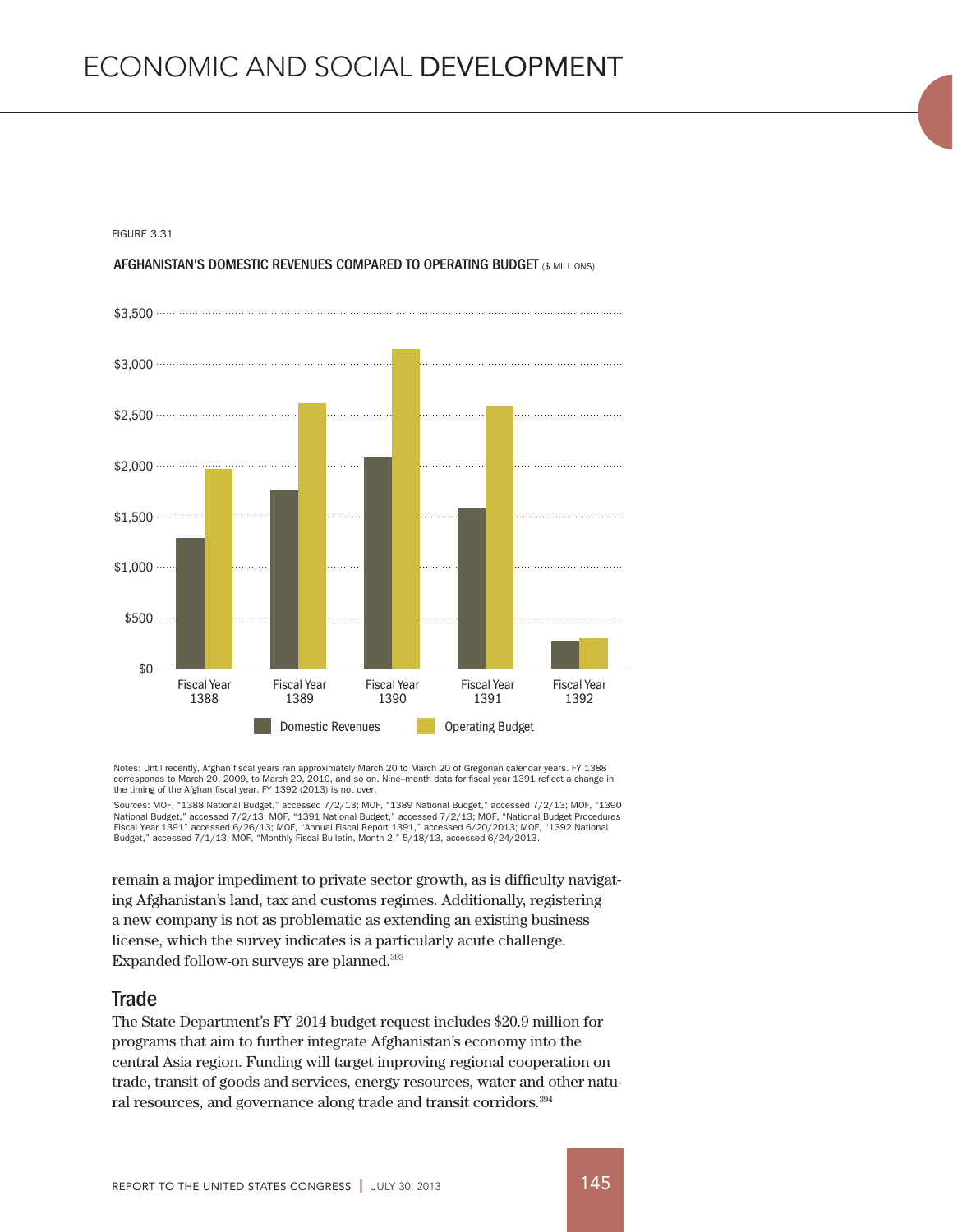FIGURE 3.31

**AFGHANISTAN'S DOMESTIC REVENUES COMPARED TO OPERATING BUDGET** ($ MILLIONS)

Notes: Until recently, Afghan fiscal years ran approximately March 20 to March 20 of Gregorian calendar years. FY 1388 corresponds to March 20, 2009, to March 20, 2010, and so on. Nine–month data for fiscal year 1391 reflect a change in the timing of the Afghan fiscal year. FY 1392 (2013) is not over.

Sources: MOF, "1388 National Budget," accessed 7/2/13; MOF, "1389 National Budget," accessed 7/2/13; MOF, "1390 National Budget," accessed 7/2/13; MOF, "1391 National Budget," accessed 7/2/13; MOF, "National Budget Procedures Fiscal Year 1391" accessed 6/26/13; MOF, "Annual Fiscal Report 1391," accessed 6/20/2013; MOF, "1392 National Budget," accessed 7/1/13; MOF, "Monthly Fiscal Bulletin, Month 2," 5/18/13, accessed 6/24/2013.

remain a major impediment to private sector growth, as is difficulty navigating Afghanistan's land, tax and customs regimes. Additionally, registering a new company is not as problematic as extending an existing business license, which the survey indicates is a particularly acute challenge. Expanded follow-on surveys are planned.[393]

## Trade

The State Department's FY 2014 budget request includes $20.9 million for programs that aim to further integrate Afghanistan's economy into the central Asia region. Funding will target improving regional cooperation on trade, transit of goods and services, energy resources, water and other natural resources, and governance along trade and transit corridors.[394]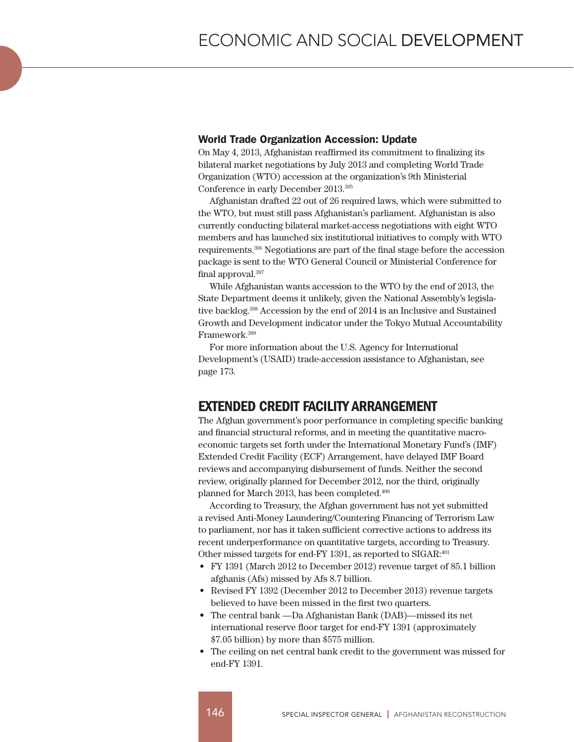### World Trade Organization Accession: Update

On May 4, 2013, Afghanistan reaffirmed its commitment to finalizing its bilateral market negotiations by July 2013 and completing World Trade Organization (WTO) accession at the organization's 9th Ministerial Conference in early December 2013.[395]

Afghanistan drafted 22 out of 26 required laws, which were submitted to the WTO, but must still pass Afghanistan's parliament. Afghanistan is also currently conducting bilateral market-access negotiations with eight WTO members and has launched six institutional initiatives to comply with WTO requirements.[396] Negotiations are part of the final stage before the accession package is sent to the WTO General Council or Ministerial Conference for final approval.[397]

While Afghanistan wants accession to the WTO by the end of 2013, the State Department deems it unlikely, given the National Assembly's legislative backlog.[398] Accession by the end of 2014 is an Inclusive and Sustained Growth and Development indicator under the Tokyo Mutual Accountability Framework.[399]

For more information about the U.S. Agency for International Development's (USAID) trade-accession assistance to Afghanistan, see page 173.

## EXTENDED CREDIT FACILITY ARRANGEMENT

The Afghan government's poor performance in completing specific banking and financial structural reforms, and in meeting the quantitative macroeconomic targets set forth under the International Monetary Fund's (IMF) Extended Credit Facility (ECF) Arrangement, have delayed IMF Board reviews and accompanying disbursement of funds. Neither the second review, originally planned for December 2012, nor the third, originally planned for March 2013, has been completed.[400]

According to Treasury, the Afghan government has not yet submitted a revised Anti-Money Laundering/Countering Financing of Terrorism Law to parliament, nor has it taken sufficient corrective actions to address its recent underperformance on quantitative targets, according to Treasury. Other missed targets for end-FY 1391, as reported to SIGAR:[401]

- FY 1391 (March 2012 to December 2012) revenue target of 85.1 billion afghanis (Afs) missed by Afs 8.7 billion.
- Revised FY 1392 (December 2012 to December 2013) revenue targets believed to have been missed in the first two quarters.
- The central bank —Da Afghanistan Bank (DAB)—missed its net international reserve floor target for end-FY 1391 (approximately $7.05 billion) by more than $575 million.
- The ceiling on net central bank credit to the government was missed for end-FY 1391.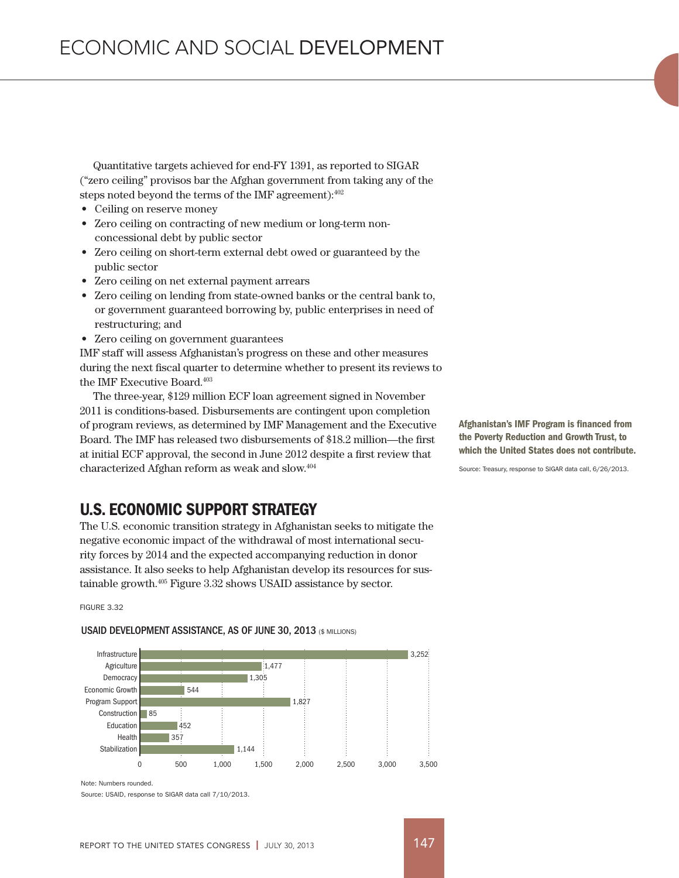Quantitative targets achieved for end-FY 1391, as reported to SIGAR ("zero ceiling" provisos bar the Afghan government from taking any of the steps noted beyond the terms of the IMF agreement):[402]

- Ceiling on reserve money
- Zero ceiling on contracting of new medium or long-term non-concessional debt by public sector
- Zero ceiling on short-term external debt owed or guaranteed by the public sector
- Zero ceiling on net external payment arrears
- Zero ceiling on lending from state-owned banks or the central bank to, or government guaranteed borrowing by, public enterprises in need of restructuring; and
- Zero ceiling on government guarantees

IMF staff will assess Afghanistan's progress on these and other measures during the next fiscal quarter to determine whether to present its reviews to the IMF Executive Board.[403]

The three-year, $129 million ECF loan agreement signed in November 2011 is conditions-based. Disbursements are contingent upon completion of program reviews, as determined by IMF Management and the Executive Board. The IMF has released two disbursements of $18.2 million—the first at initial ECF approval, the second in June 2012 despite a first review that characterized Afghan reform as weak and slow.[404]

**Afghanistan's IMF Program is financed from the Poverty Reduction and Growth Trust, to which the United States does not contribute.**

Source: Treasury, response to SIGAR data call, 6/26/2013.

## U.S. ECONOMIC SUPPORT STRATEGY

The U.S. economic transition strategy in Afghanistan seeks to mitigate the negative economic impact of the withdrawal of most international security forces by 2014 and the expected accompanying reduction in donor assistance. It also seeks to help Afghanistan develop its resources for sustainable growth.[405] Figure 3.32 shows USAID assistance by sector.

FIGURE 3.32

**USAID DEVELOPMENT ASSISTANCE, AS OF JUNE 30, 2013** ($ MILLIONS)

| Sector | $ Millions |
|---|---|
| Infrastructure | 3,252 |
| Agriculture | 1,477 |
| Democracy | 1,305 |
| Economic Growth | 544 |
| Program Support | 1,827 |
| Construction | 85 |
| Education | 452 |
| Health | 357 |
| Stabilization | 1,144 |

Note: Numbers rounded.

Source: USAID, response to SIGAR data call 7/10/2013.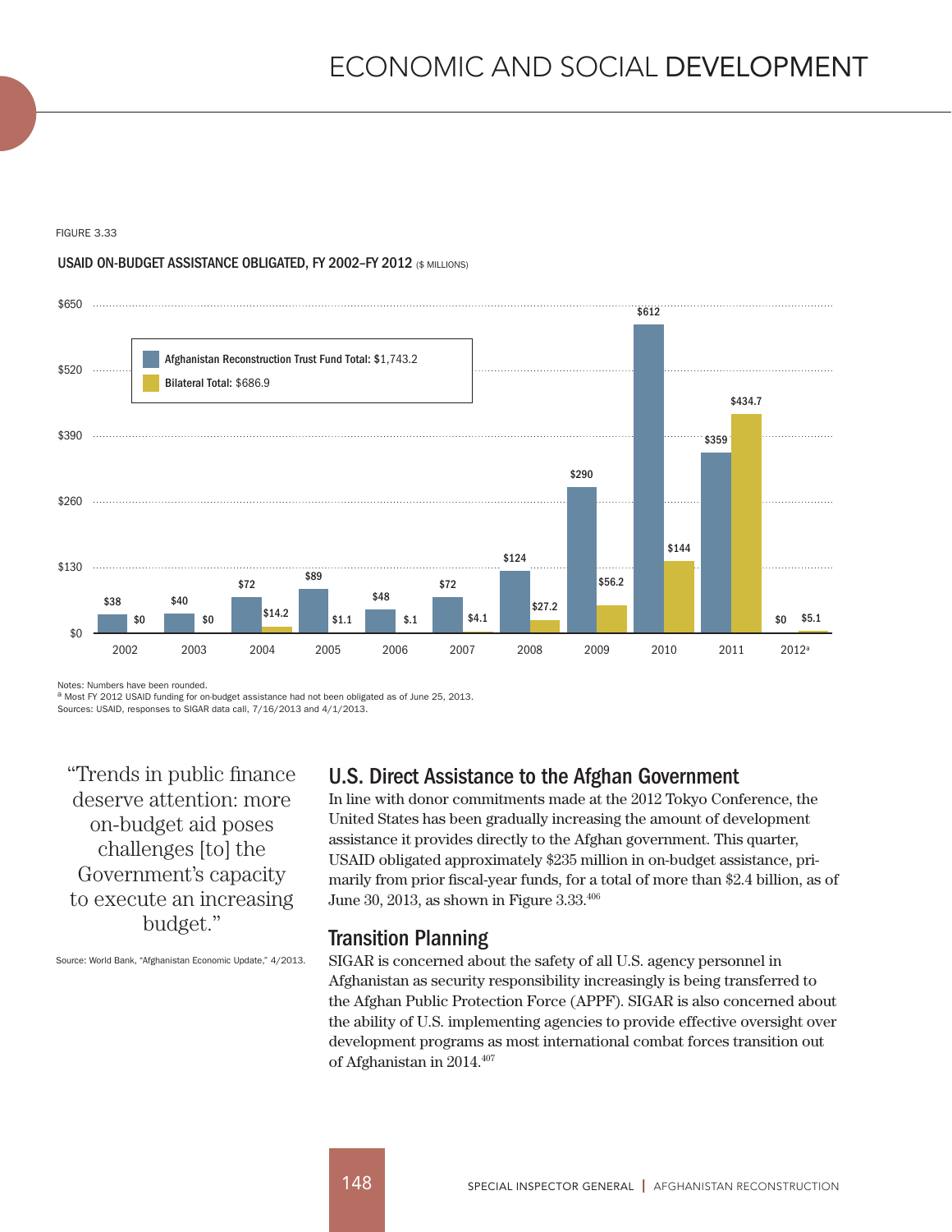FIGURE 3.33

**USAID ON-BUDGET ASSISTANCE OBLIGATED, FY 2002–FY 2012** ($ MILLIONS)

| Year | Afghanistan Reconstruction Trust Fund | Bilateral |
| --- | --- | --- |
| 2002 | $38 | $0 |
| 2003 | $40 | $0 |
| 2004 | $72 | $14.2 |
| 2005 | $89 | $1.1 |
| 2006 | $48 | $.1 |
| 2007 | $72 | $4.1 |
| 2008 | $124 | $27.2 |
| 2009 | $290 | $56.2 |
| 2010 | $612 | $144 |
| 2011 | $359 | $434.7 |
| 2012[a] | $0 | $5.1 |

Afghanistan Reconstruction Trust Fund Total: $1,743.2
Bilateral Total: $686.9

Notes: Numbers have been rounded.
[a] Most FY 2012 USAID funding for on-budget assistance had not been obligated as of June 25, 2013.
Sources: USAID, responses to SIGAR data call, 7/16/2013 and 4/1/2013.

> "Trends in public finance deserve attention: more on-budget aid poses challenges [to] the Government's capacity to execute an increasing budget."

Source: World Bank, "Afghanistan Economic Update," 4/2013.

## U.S. Direct Assistance to the Afghan Government

In line with donor commitments made at the 2012 Tokyo Conference, the United States has been gradually increasing the amount of development assistance it provides directly to the Afghan government. This quarter, USAID obligated approximately $235 million in on-budget assistance, primarily from prior fiscal-year funds, for a total of more than $2.4 billion, as of June 30, 2013, as shown in Figure 3.33.[406]

## Transition Planning

SIGAR is concerned about the safety of all U.S. agency personnel in Afghanistan as security responsibility increasingly is being transferred to the Afghan Public Protection Force (APPF). SIGAR is also concerned about the ability of U.S. implementing agencies to provide effective oversight over development programs as most international combat forces transition out of Afghanistan in 2014.[407]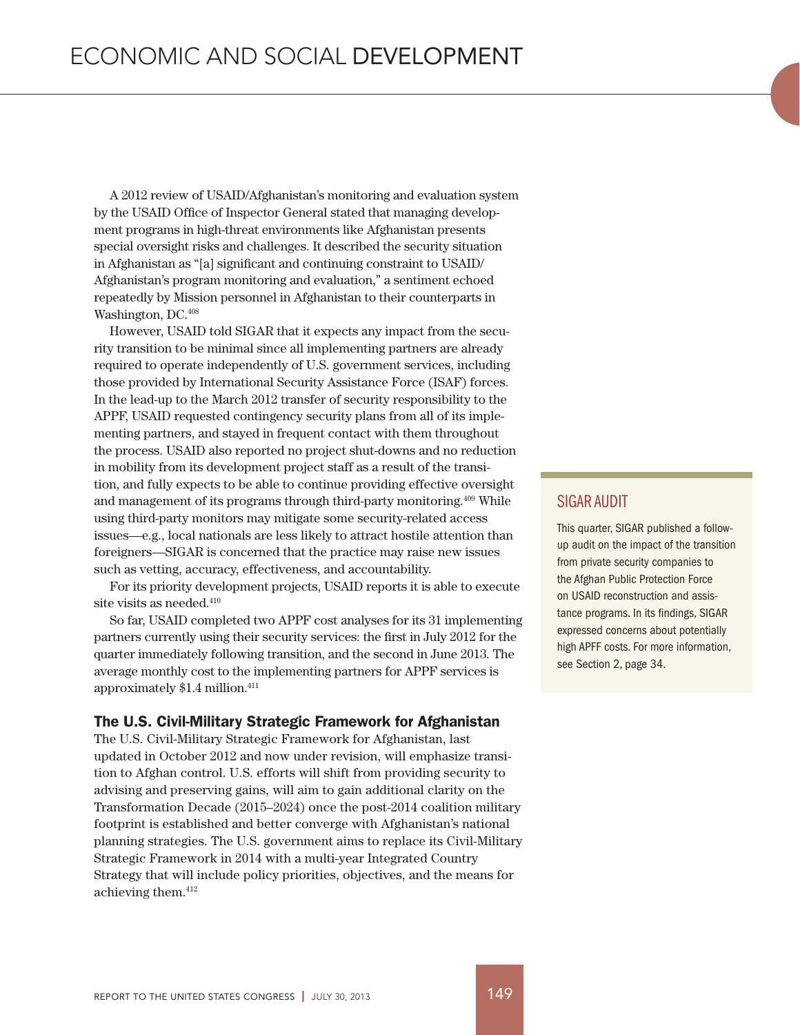A 2012 review of USAID/Afghanistan's monitoring and evaluation system by the USAID Office of Inspector General stated that managing development programs in high-threat environments like Afghanistan presents special oversight risks and challenges. It described the security situation in Afghanistan as "[a] significant and continuing constraint to USAID/Afghanistan's program monitoring and evaluation," a sentiment echoed repeatedly by Mission personnel in Afghanistan to their counterparts in Washington, DC.[408]

However, USAID told SIGAR that it expects any impact from the security transition to be minimal since all implementing partners are already required to operate independently of U.S. government services, including those provided by International Security Assistance Force (ISAF) forces. In the lead-up to the March 2012 transfer of security responsibility to the APPF, USAID requested contingency security plans from all of its implementing partners, and stayed in frequent contact with them throughout the process. USAID also reported no project shut-downs and no reduction in mobility from its development project staff as a result of the transition, and fully expects to be able to continue providing effective oversight and management of its programs through third-party monitoring.[409] While using third-party monitors may mitigate some security-related access issues—e.g., local nationals are less likely to attract hostile attention than foreigners—SIGAR is concerned that the practice may raise new issues such as vetting, accuracy, effectiveness, and accountability.

For its priority development projects, USAID reports it is able to execute site visits as needed.[410]

So far, USAID completed two APPF cost analyses for its 31 implementing partners currently using their security services: the first in July 2012 for the quarter immediately following transition, and the second in June 2013. The average monthly cost to the implementing partners for APPF services is approximately $1.4 million.[411]

### The U.S. Civil-Military Strategic Framework for Afghanistan

The U.S. Civil-Military Strategic Framework for Afghanistan, last updated in October 2012 and now under revision, will emphasize transition to Afghan control. U.S. efforts will shift from providing security to advising and preserving gains, will aim to gain additional clarity on the Transformation Decade (2015–2024) once the post-2014 coalition military footprint is established and better converge with Afghanistan's national planning strategies. The U.S. government aims to replace its Civil-Military Strategic Framework in 2014 with a multi-year Integrated Country Strategy that will include policy priorities, objectives, and the means for achieving them.[412]

#### SIGAR AUDIT

This quarter, SIGAR published a follow-up audit on the impact of the transition from private security companies to the Afghan Public Protection Force on USAID reconstruction and assistance programs. In its findings, SIGAR expressed concerns about potentially high APPF costs. For more information, see Section 2, page 34.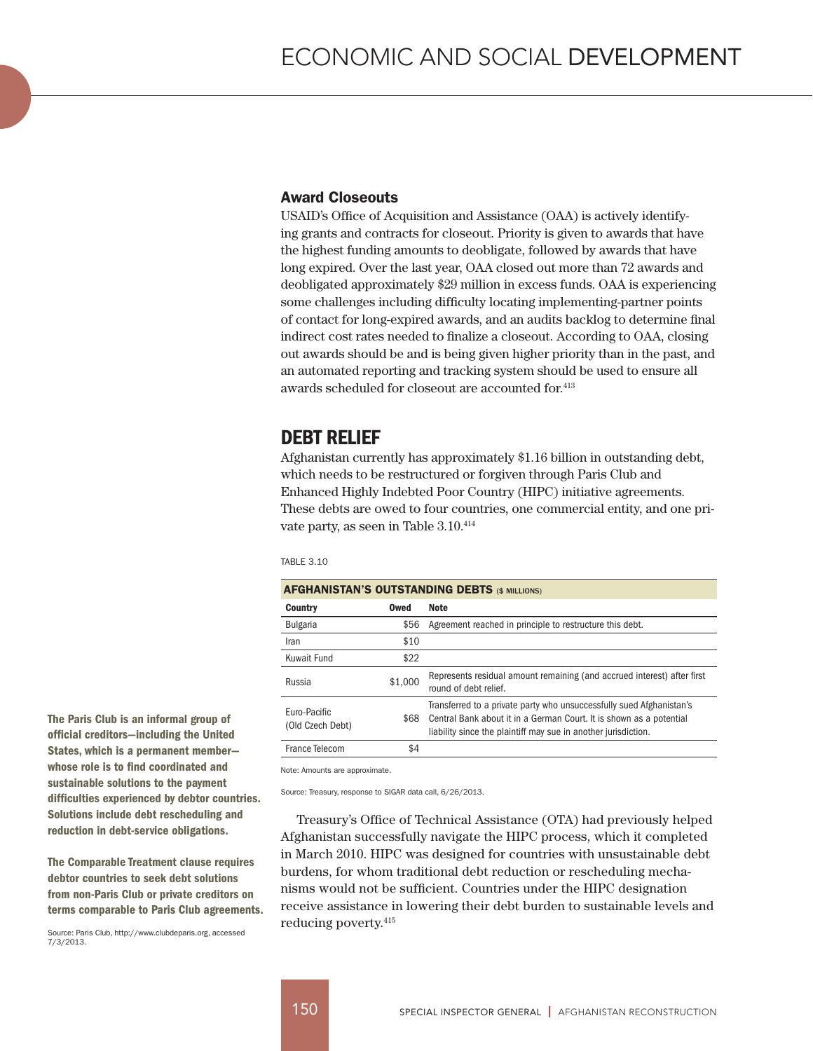## Award Closeouts

USAID's Office of Acquisition and Assistance (OAA) is actively identifying grants and contracts for closeout. Priority is given to awards that have the highest funding amounts to deobligate, followed by awards that have long expired. Over the last year, OAA closed out more than 72 awards and deobligated approximately $29 million in excess funds. OAA is experiencing some challenges including difficulty locating implementing-partner points of contact for long-expired awards, and an audits backlog to determine final indirect cost rates needed to finalize a closeout. According to OAA, closing out awards should be and is being given higher priority than in the past, and an automated reporting and tracking system should be used to ensure all awards scheduled for closeout are accounted for.[413]

## DEBT RELIEF

Afghanistan currently has approximately $1.16 billion in outstanding debt, which needs to be restructured or forgiven through Paris Club and Enhanced Highly Indebted Poor Country (HIPC) initiative agreements. These debts are owed to four countries, one commercial entity, and one private party, as seen in Table 3.10.[414]

TABLE 3.10

**AFGHANISTAN'S OUTSTANDING DEBTS** ($ MILLIONS)

| Country | Owed | Note |
|---|---|---|
| Bulgaria | $56 | Agreement reached in principle to restructure this debt. |
| Iran | $10 | |
| Kuwait Fund | $22 | |
| Russia | $1,000 | Represents residual amount remaining (and accrued interest) after first round of debt relief. |
| Euro-Pacific (Old Czech Debt) | $68 | Transferred to a private party who unsuccessfully sued Afghanistan's Central Bank about it in a German Court. It is shown as a potential liability since the plaintiff may sue in another jurisdiction. |
| France Telecom | $4 | |

Note: Amounts are approximate.

Source: Treasury, response to SIGAR data call, 6/26/2013.

Treasury's Office of Technical Assistance (OTA) had previously helped Afghanistan successfully navigate the HIPC process, which it completed in March 2010. HIPC was designed for countries with unsustainable debt burdens, for whom traditional debt reduction or rescheduling mechanisms would not be sufficient. Countries under the HIPC designation receive assistance in lowering their debt burden to sustainable levels and reducing poverty.[415]

**The Paris Club is an informal group of official creditors—including the United States, which is a permanent member—whose role is to find coordinated and sustainable solutions to the payment difficulties experienced by debtor countries. Solutions include debt rescheduling and reduction in debt-service obligations.**

**The Comparable Treatment clause requires debtor countries to seek debt solutions from non-Paris Club or private creditors on terms comparable to Paris Club agreements.**

Source: Paris Club, http://www.clubdeparis.org, accessed 7/3/2013.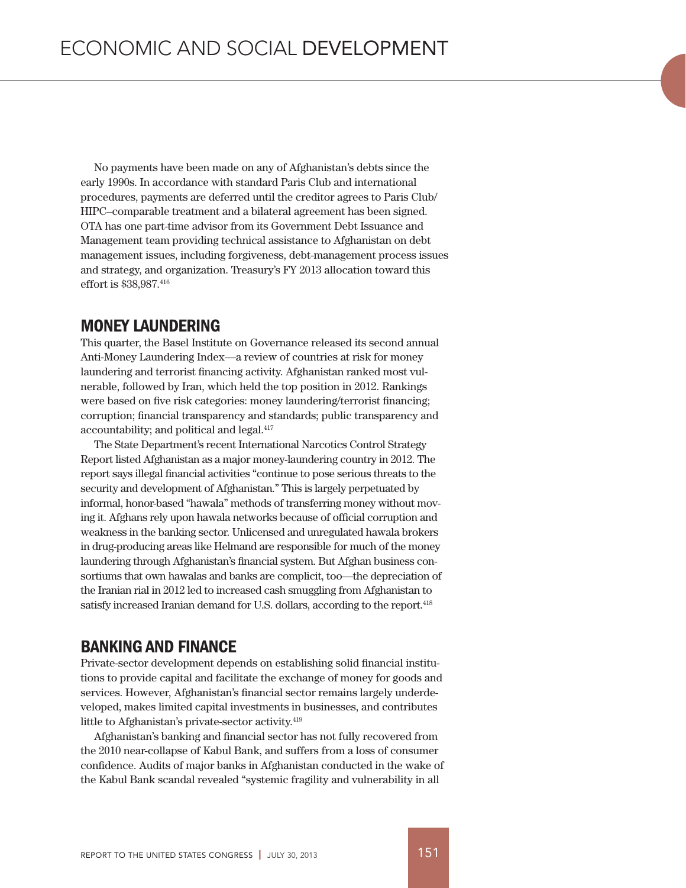No payments have been made on any of Afghanistan's debts since the early 1990s. In accordance with standard Paris Club and international procedures, payments are deferred until the creditor agrees to Paris Club/HIPC–comparable treatment and a bilateral agreement has been signed. OTA has one part-time advisor from its Government Debt Issuance and Management team providing technical assistance to Afghanistan on debt management issues, including forgiveness, debt-management process issues and strategy, and organization. Treasury's FY 2013 allocation toward this effort is $38,987.[416]

## MONEY LAUNDERING

This quarter, the Basel Institute on Governance released its second annual Anti-Money Laundering Index—a review of countries at risk for money laundering and terrorist financing activity. Afghanistan ranked most vulnerable, followed by Iran, which held the top position in 2012. Rankings were based on five risk categories: money laundering/terrorist financing; corruption; financial transparency and standards; public transparency and accountability; and political and legal.[417]

The State Department's recent International Narcotics Control Strategy Report listed Afghanistan as a major money-laundering country in 2012. The report says illegal financial activities "continue to pose serious threats to the security and development of Afghanistan." This is largely perpetuated by informal, honor-based "hawala" methods of transferring money without moving it. Afghans rely upon hawala networks because of official corruption and weakness in the banking sector. Unlicensed and unregulated hawala brokers in drug-producing areas like Helmand are responsible for much of the money laundering through Afghanistan's financial system. But Afghan business consortiums that own hawalas and banks are complicit, too—the depreciation of the Iranian rial in 2012 led to increased cash smuggling from Afghanistan to satisfy increased Iranian demand for U.S. dollars, according to the report.[418]

## BANKING AND FINANCE

Private-sector development depends on establishing solid financial institutions to provide capital and facilitate the exchange of money for goods and services. However, Afghanistan's financial sector remains largely underdeveloped, makes limited capital investments in businesses, and contributes little to Afghanistan's private-sector activity.[419]

Afghanistan's banking and financial sector has not fully recovered from the 2010 near-collapse of Kabul Bank, and suffers from a loss of consumer confidence. Audits of major banks in Afghanistan conducted in the wake of the Kabul Bank scandal revealed "systemic fragility and vulnerability in all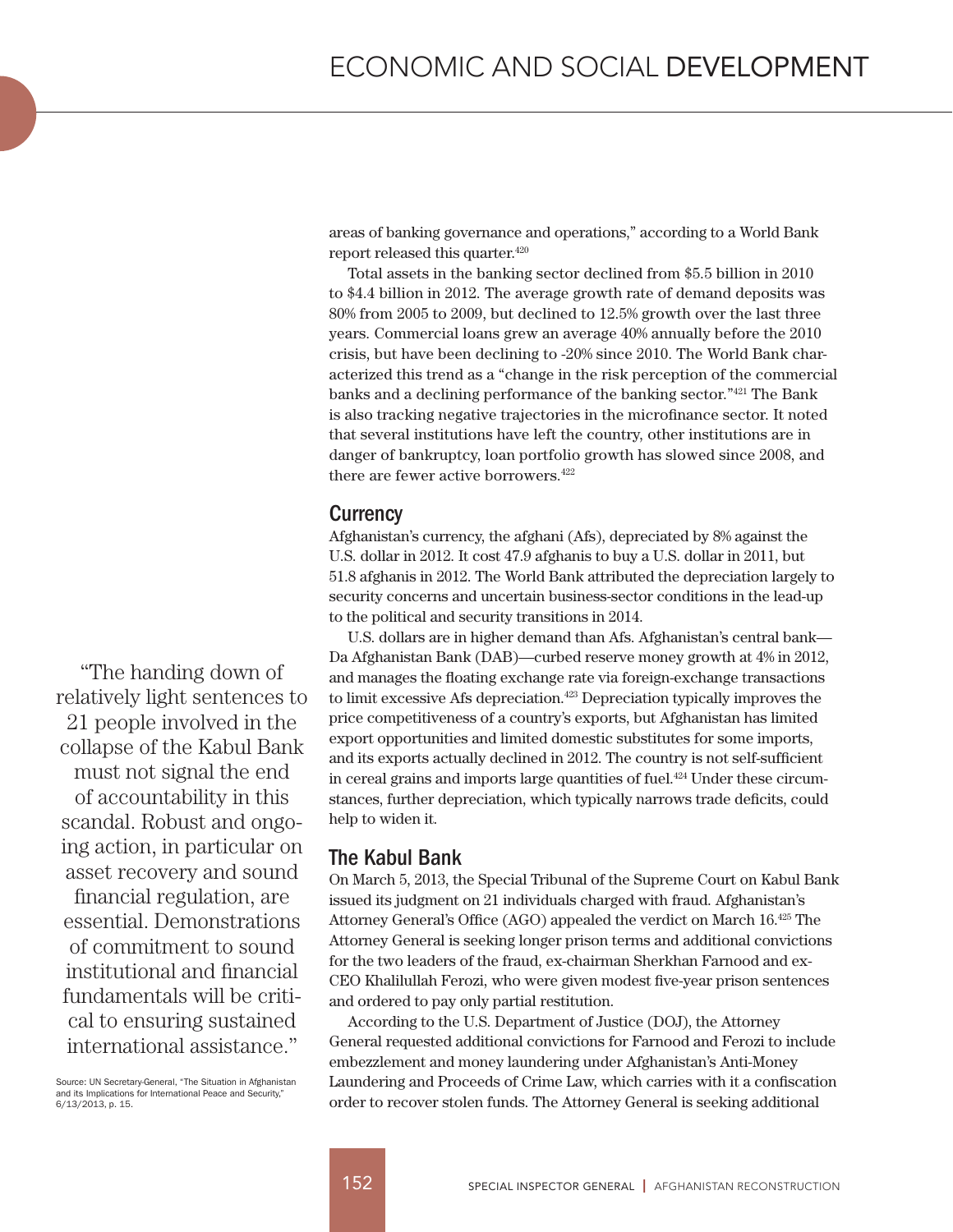areas of banking governance and operations," according to a World Bank report released this quarter.[420]

Total assets in the banking sector declined from $5.5 billion in 2010 to $4.4 billion in 2012. The average growth rate of demand deposits was 80% from 2005 to 2009, but declined to 12.5% growth over the last three years. Commercial loans grew an average 40% annually before the 2010 crisis, but have been declining to -20% since 2010. The World Bank characterized this trend as a "change in the risk perception of the commercial banks and a declining performance of the banking sector."[421] The Bank is also tracking negative trajectories in the microfinance sector. It noted that several institutions have left the country, other institutions are in danger of bankruptcy, loan portfolio growth has slowed since 2008, and there are fewer active borrowers.[422]

## Currency

Afghanistan's currency, the afghani (Afs), depreciated by 8% against the U.S. dollar in 2012. It cost 47.9 afghanis to buy a U.S. dollar in 2011, but 51.8 afghanis in 2012. The World Bank attributed the depreciation largely to security concerns and uncertain business-sector conditions in the lead-up to the political and security transitions in 2014.

U.S. dollars are in higher demand than Afs. Afghanistan's central bank—Da Afghanistan Bank (DAB)—curbed reserve money growth at 4% in 2012, and manages the floating exchange rate via foreign-exchange transactions to limit excessive Afs depreciation.[423] Depreciation typically improves the price competitiveness of a country's exports, but Afghanistan has limited export opportunities and limited domestic substitutes for some imports, and its exports actually declined in 2012. The country is not self-sufficient in cereal grains and imports large quantities of fuel.[424] Under these circumstances, further depreciation, which typically narrows trade deficits, could help to widen it.

## The Kabul Bank

On March 5, 2013, the Special Tribunal of the Supreme Court on Kabul Bank issued its judgment on 21 individuals charged with fraud. Afghanistan's Attorney General's Office (AGO) appealed the verdict on March 16.[425] The Attorney General is seeking longer prison terms and additional convictions for the two leaders of the fraud, ex-chairman Sherkhan Farnood and ex-CEO Khalilullah Ferozi, who were given modest five-year prison sentences and ordered to pay only partial restitution.

According to the U.S. Department of Justice (DOJ), the Attorney General requested additional convictions for Farnood and Ferozi to include embezzlement and money laundering under Afghanistan's Anti-Money Laundering and Proceeds of Crime Law, which carries with it a confiscation order to recover stolen funds. The Attorney General is seeking additional

> "The handing down of relatively light sentences to 21 people involved in the collapse of the Kabul Bank must not signal the end of accountability in this scandal. Robust and ongoing action, in particular on asset recovery and sound financial regulation, are essential. Demonstrations of commitment to sound institutional and financial fundamentals will be critical to ensuring sustained international assistance."

Source: UN Secretary-General, "The Situation in Afghanistan and its Implications for International Peace and Security," 6/13/2013, p. 15.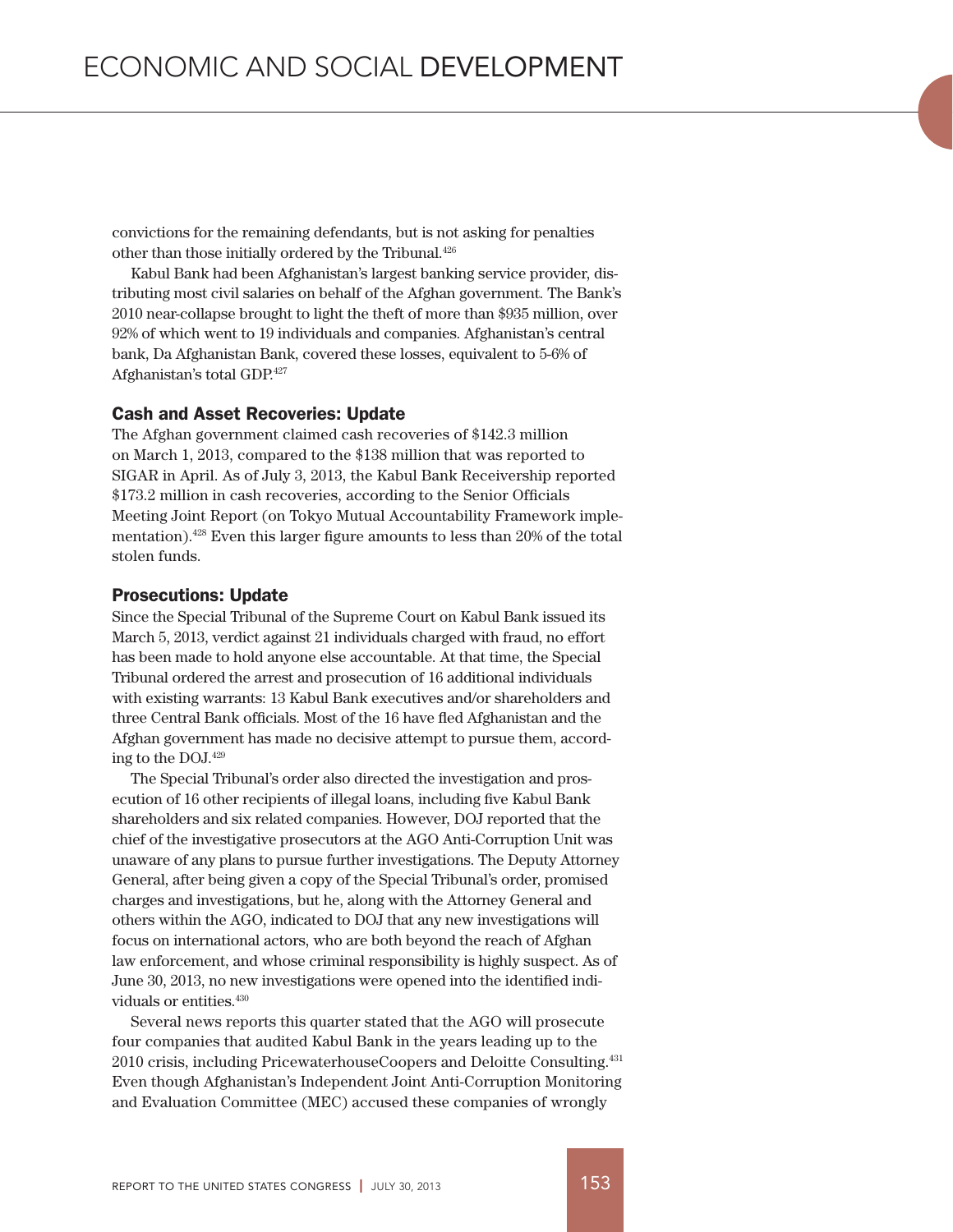convictions for the remaining defendants, but is not asking for penalties other than those initially ordered by the Tribunal.[426]

Kabul Bank had been Afghanistan's largest banking service provider, distributing most civil salaries on behalf of the Afghan government. The Bank's 2010 near-collapse brought to light the theft of more than $935 million, over 92% of which went to 19 individuals and companies. Afghanistan's central bank, Da Afghanistan Bank, covered these losses, equivalent to 5-6% of Afghanistan's total GDP.[427]

### Cash and Asset Recoveries: Update

The Afghan government claimed cash recoveries of $142.3 million on March 1, 2013, compared to the $138 million that was reported to SIGAR in April. As of July 3, 2013, the Kabul Bank Receivership reported $173.2 million in cash recoveries, according to the Senior Officials Meeting Joint Report (on Tokyo Mutual Accountability Framework implementation).[428] Even this larger figure amounts to less than 20% of the total stolen funds.

### Prosecutions: Update

Since the Special Tribunal of the Supreme Court on Kabul Bank issued its March 5, 2013, verdict against 21 individuals charged with fraud, no effort has been made to hold anyone else accountable. At that time, the Special Tribunal ordered the arrest and prosecution of 16 additional individuals with existing warrants: 13 Kabul Bank executives and/or shareholders and three Central Bank officials. Most of the 16 have fled Afghanistan and the Afghan government has made no decisive attempt to pursue them, according to the DOJ.[429]

The Special Tribunal's order also directed the investigation and prosecution of 16 other recipients of illegal loans, including five Kabul Bank shareholders and six related companies. However, DOJ reported that the chief of the investigative prosecutors at the AGO Anti-Corruption Unit was unaware of any plans to pursue further investigations. The Deputy Attorney General, after being given a copy of the Special Tribunal's order, promised charges and investigations, but he, along with the Attorney General and others within the AGO, indicated to DOJ that any new investigations will focus on international actors, who are both beyond the reach of Afghan law enforcement, and whose criminal responsibility is highly suspect. As of June 30, 2013, no new investigations were opened into the identified individuals or entities.[430]

Several news reports this quarter stated that the AGO will prosecute four companies that audited Kabul Bank in the years leading up to the 2010 crisis, including PricewaterhouseCoopers and Deloitte Consulting.[431] Even though Afghanistan's Independent Joint Anti-Corruption Monitoring and Evaluation Committee (MEC) accused these companies of wrongly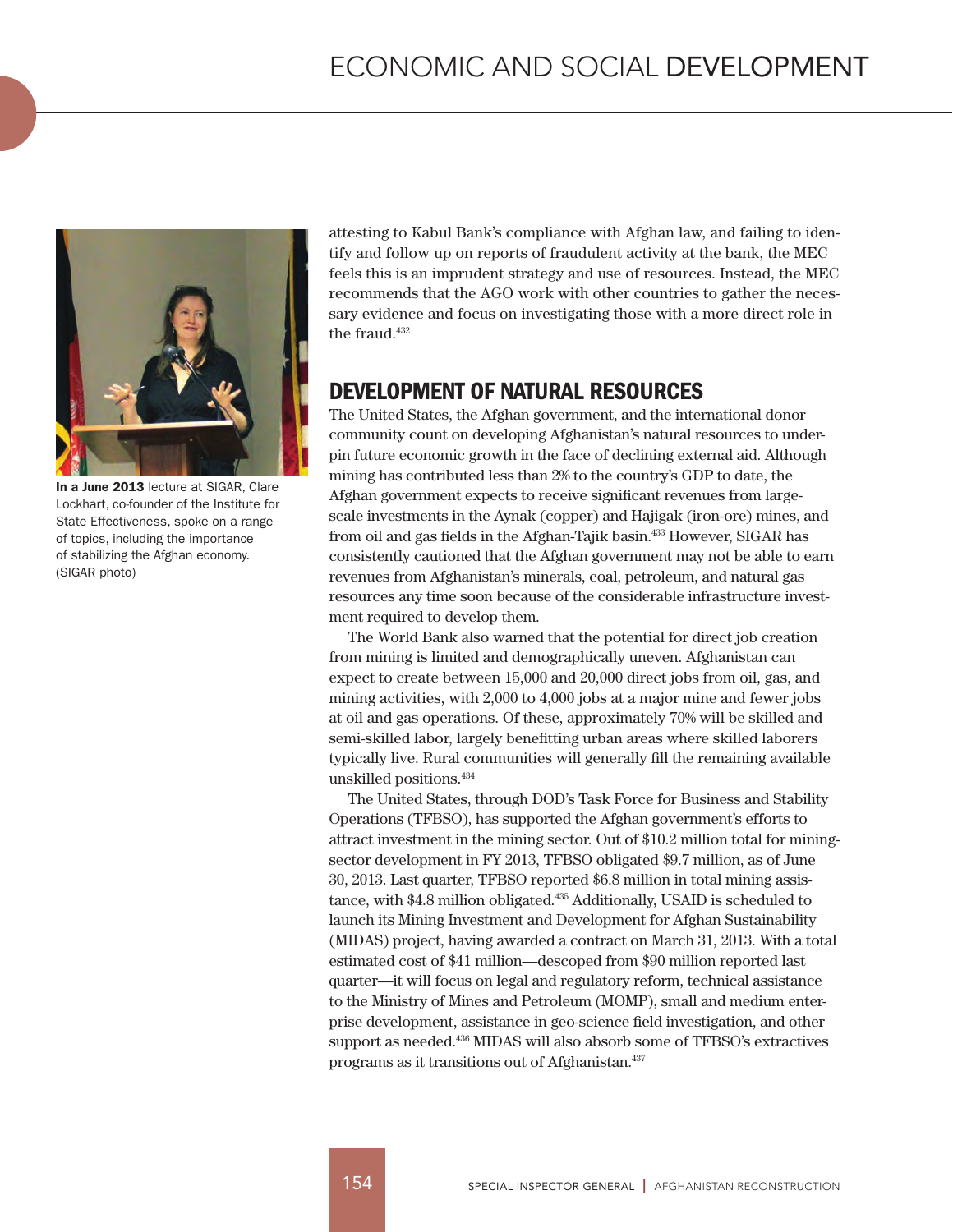In a June 2013 lecture at SIGAR, Clare Lockhart, co-founder of the Institute for State Effectiveness, spoke on a range of topics, including the importance of stabilizing the Afghan economy. (SIGAR photo)

attesting to Kabul Bank's compliance with Afghan law, and failing to identify and follow up on reports of fraudulent activity at the bank, the MEC feels this is an imprudent strategy and use of resources. Instead, the MEC recommends that the AGO work with other countries to gather the necessary evidence and focus on investigating those with a more direct role in the fraud.[432]

## DEVELOPMENT OF NATURAL RESOURCES

The United States, the Afghan government, and the international donor community count on developing Afghanistan's natural resources to underpin future economic growth in the face of declining external aid. Although mining has contributed less than 2% to the country's GDP to date, the Afghan government expects to receive significant revenues from large-scale investments in the Aynak (copper) and Hajigak (iron-ore) mines, and from oil and gas fields in the Afghan-Tajik basin.[433] However, SIGAR has consistently cautioned that the Afghan government may not be able to earn revenues from Afghanistan's minerals, coal, petroleum, and natural gas resources any time soon because of the considerable infrastructure investment required to develop them.

The World Bank also warned that the potential for direct job creation from mining is limited and demographically uneven. Afghanistan can expect to create between 15,000 and 20,000 direct jobs from oil, gas, and mining activities, with 2,000 to 4,000 jobs at a major mine and fewer jobs at oil and gas operations. Of these, approximately 70% will be skilled and semi-skilled labor, largely benefitting urban areas where skilled laborers typically live. Rural communities will generally fill the remaining available unskilled positions.[434]

The United States, through DOD's Task Force for Business and Stability Operations (TFBSO), has supported the Afghan government's efforts to attract investment in the mining sector. Out of $10.2 million total for mining-sector development in FY 2013, TFBSO obligated $9.7 million, as of June 30, 2013. Last quarter, TFBSO reported $6.8 million in total mining assistance, with $4.8 million obligated.[435] Additionally, USAID is scheduled to launch its Mining Investment and Development for Afghan Sustainability (MIDAS) project, having awarded a contract on March 31, 2013. With a total estimated cost of $41 million—descoped from $90 million reported last quarter—it will focus on legal and regulatory reform, technical assistance to the Ministry of Mines and Petroleum (MOMP), small and medium enterprise development, assistance in geo-science field investigation, and other support as needed.[436] MIDAS will also absorb some of TFBSO's extractives programs as it transitions out of Afghanistan.[437]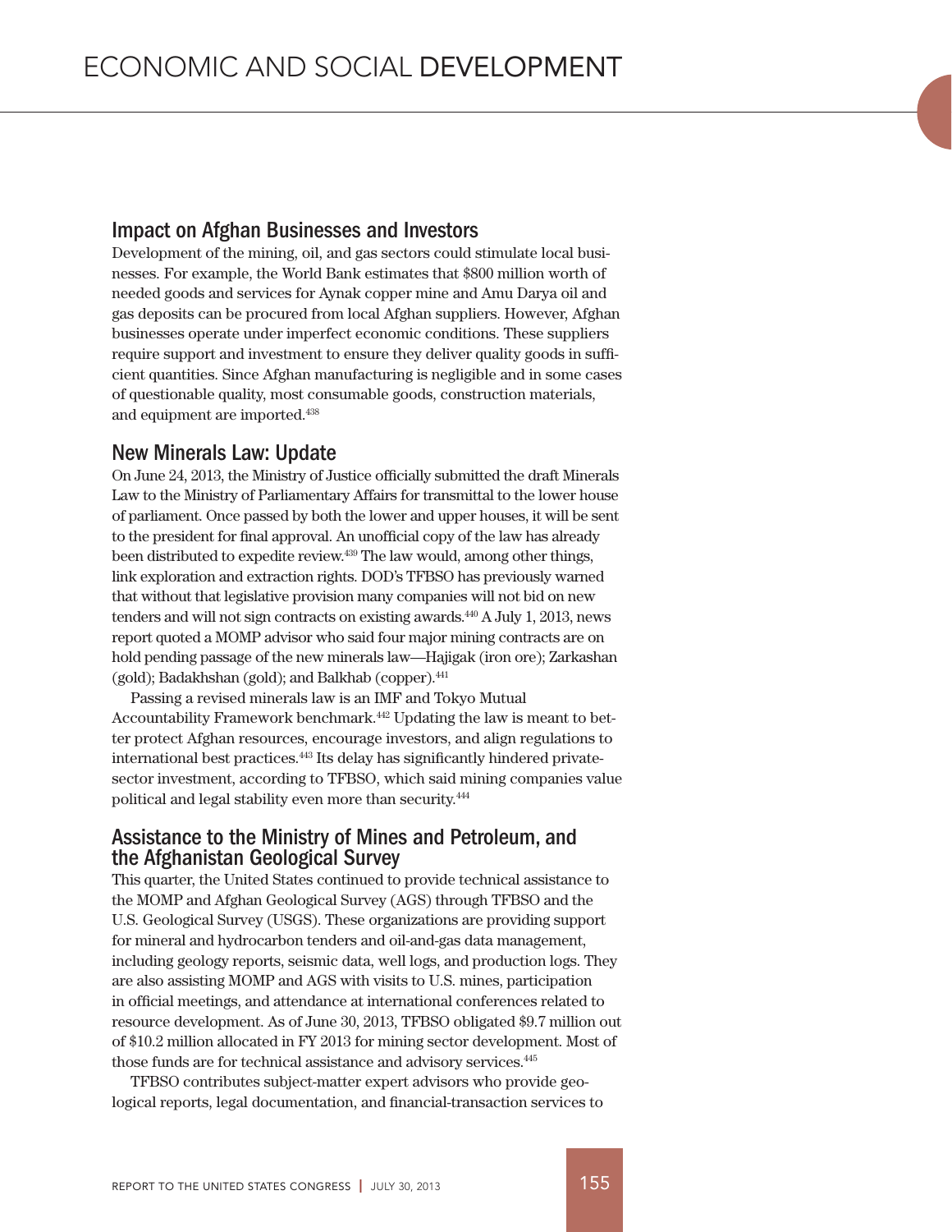## Impact on Afghan Businesses and Investors

Development of the mining, oil, and gas sectors could stimulate local businesses. For example, the World Bank estimates that $800 million worth of needed goods and services for Aynak copper mine and Amu Darya oil and gas deposits can be procured from local Afghan suppliers. However, Afghan businesses operate under imperfect economic conditions. These suppliers require support and investment to ensure they deliver quality goods in sufficient quantities. Since Afghan manufacturing is negligible and in some cases of questionable quality, most consumable goods, construction materials, and equipment are imported.[438]

## New Minerals Law: Update

On June 24, 2013, the Ministry of Justice officially submitted the draft Minerals Law to the Ministry of Parliamentary Affairs for transmittal to the lower house of parliament. Once passed by both the lower and upper houses, it will be sent to the president for final approval. An unofficial copy of the law has already been distributed to expedite review.[439] The law would, among other things, link exploration and extraction rights. DOD's TFBSO has previously warned that without that legislative provision many companies will not bid on new tenders and will not sign contracts on existing awards.[440] A July 1, 2013, news report quoted a MOMP advisor who said four major mining contracts are on hold pending passage of the new minerals law—Hajigak (iron ore); Zarkashan (gold); Badakhshan (gold); and Balkhab (copper).[441]

Passing a revised minerals law is an IMF and Tokyo Mutual Accountability Framework benchmark.[442] Updating the law is meant to better protect Afghan resources, encourage investors, and align regulations to international best practices.[443] Its delay has significantly hindered private-sector investment, according to TFBSO, which said mining companies value political and legal stability even more than security.[444]

## Assistance to the Ministry of Mines and Petroleum, and the Afghanistan Geological Survey

This quarter, the United States continued to provide technical assistance to the MOMP and Afghan Geological Survey (AGS) through TFBSO and the U.S. Geological Survey (USGS). These organizations are providing support for mineral and hydrocarbon tenders and oil-and-gas data management, including geology reports, seismic data, well logs, and production logs. They are also assisting MOMP and AGS with visits to U.S. mines, participation in official meetings, and attendance at international conferences related to resource development. As of June 30, 2013, TFBSO obligated $9.7 million out of $10.2 million allocated in FY 2013 for mining sector development. Most of those funds are for technical assistance and advisory services.[445]

TFBSO contributes subject-matter expert advisors who provide geological reports, legal documentation, and financial-transaction services to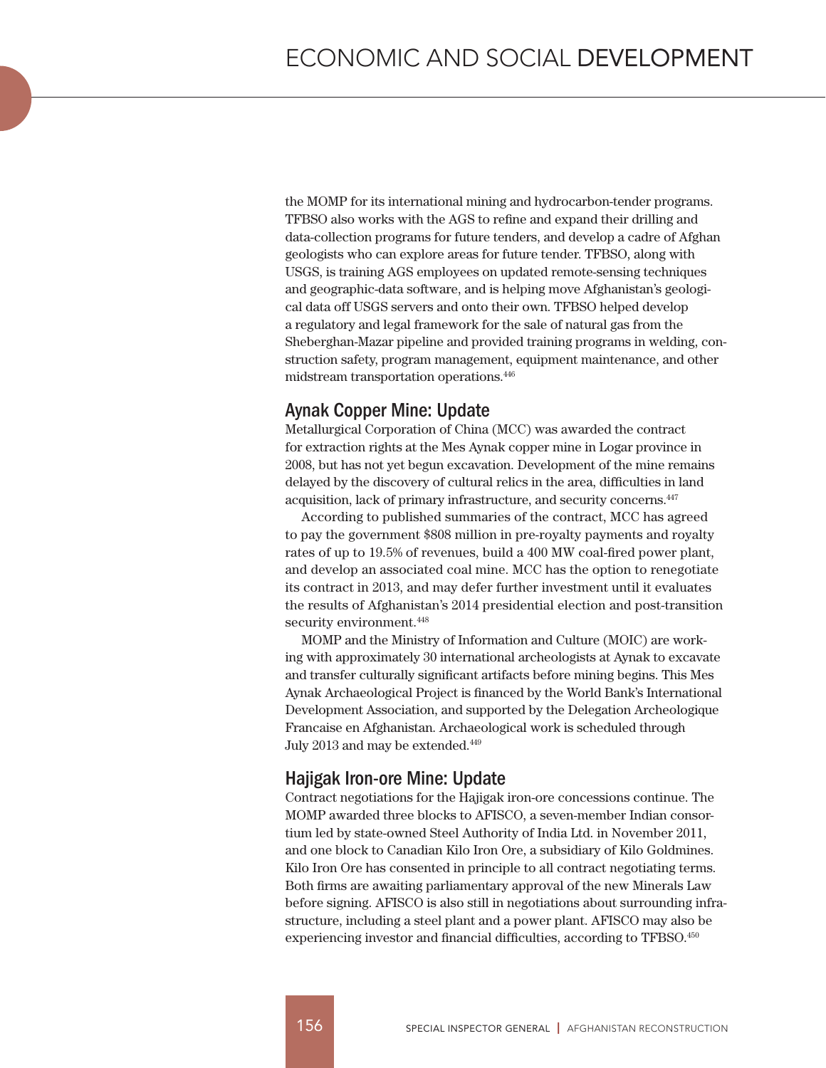the MOMP for its international mining and hydrocarbon-tender programs. TFBSO also works with the AGS to refine and expand their drilling and data-collection programs for future tenders, and develop a cadre of Afghan geologists who can explore areas for future tender. TFBSO, along with USGS, is training AGS employees on updated remote-sensing techniques and geographic-data software, and is helping move Afghanistan's geological data off USGS servers and onto their own. TFBSO helped develop a regulatory and legal framework for the sale of natural gas from the Sheberghan-Mazar pipeline and provided training programs in welding, construction safety, program management, equipment maintenance, and other midstream transportation operations.[446]

## Aynak Copper Mine: Update

Metallurgical Corporation of China (MCC) was awarded the contract for extraction rights at the Mes Aynak copper mine in Logar province in 2008, but has not yet begun excavation. Development of the mine remains delayed by the discovery of cultural relics in the area, difficulties in land acquisition, lack of primary infrastructure, and security concerns.[447]

According to published summaries of the contract, MCC has agreed to pay the government $808 million in pre-royalty payments and royalty rates of up to 19.5% of revenues, build a 400 MW coal-fired power plant, and develop an associated coal mine. MCC has the option to renegotiate its contract in 2013, and may defer further investment until it evaluates the results of Afghanistan's 2014 presidential election and post-transition security environment.[448]

MOMP and the Ministry of Information and Culture (MOIC) are working with approximately 30 international archeologists at Aynak to excavate and transfer culturally significant artifacts before mining begins. This Mes Aynak Archaeological Project is financed by the World Bank's International Development Association, and supported by the Delegation Archeologique Francaise en Afghanistan. Archaeological work is scheduled through July 2013 and may be extended.[449]

## Hajigak Iron-ore Mine: Update

Contract negotiations for the Hajigak iron-ore concessions continue. The MOMP awarded three blocks to AFISCO, a seven-member Indian consortium led by state-owned Steel Authority of India Ltd. in November 2011, and one block to Canadian Kilo Iron Ore, a subsidiary of Kilo Goldmines. Kilo Iron Ore has consented in principle to all contract negotiating terms. Both firms are awaiting parliamentary approval of the new Minerals Law before signing. AFISCO is also still in negotiations about surrounding infrastructure, including a steel plant and a power plant. AFISCO may also be experiencing investor and financial difficulties, according to TFBSO.[450]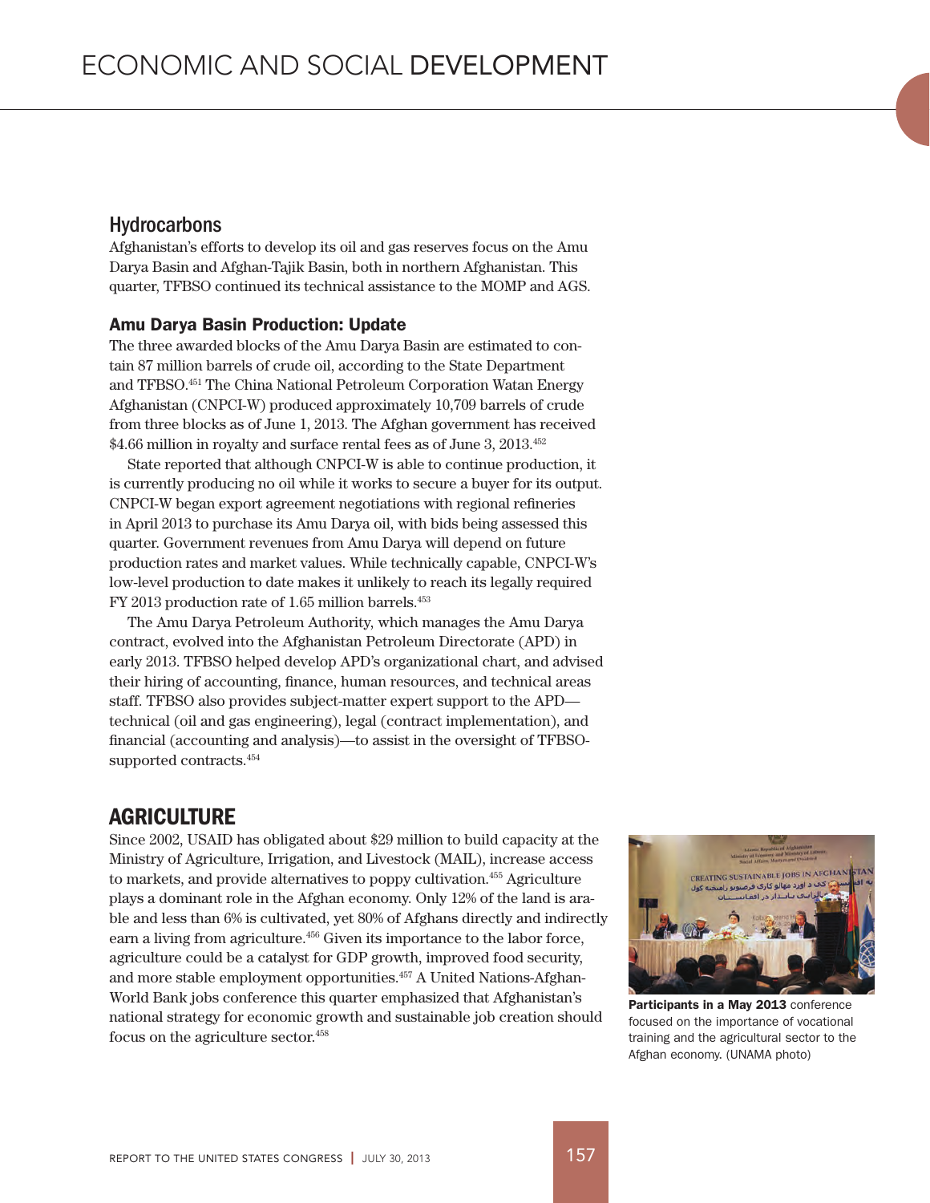## Hydrocarbons

Afghanistan's efforts to develop its oil and gas reserves focus on the Amu Darya Basin and Afghan-Tajik Basin, both in northern Afghanistan. This quarter, TFBSO continued its technical assistance to the MOMP and AGS.

### Amu Darya Basin Production: Update

The three awarded blocks of the Amu Darya Basin are estimated to contain 87 million barrels of crude oil, according to the State Department and TFBSO.[451] The China National Petroleum Corporation Watan Energy Afghanistan (CNPCI-W) produced approximately 10,709 barrels of crude from three blocks as of June 1, 2013. The Afghan government has received $4.66 million in royalty and surface rental fees as of June 3, 2013.[452]

State reported that although CNPCI-W is able to continue production, it is currently producing no oil while it works to secure a buyer for its output. CNPCI-W began export agreement negotiations with regional refineries in April 2013 to purchase its Amu Darya oil, with bids being assessed this quarter. Government revenues from Amu Darya will depend on future production rates and market values. While technically capable, CNPCI-W's low-level production to date makes it unlikely to reach its legally required FY 2013 production rate of 1.65 million barrels.[453]

The Amu Darya Petroleum Authority, which manages the Amu Darya contract, evolved into the Afghanistan Petroleum Directorate (APD) in early 2013. TFBSO helped develop APD's organizational chart, and advised their hiring of accounting, finance, human resources, and technical areas staff. TFBSO also provides subject-matter expert support to the APD—technical (oil and gas engineering), legal (contract implementation), and financial (accounting and analysis)—to assist in the oversight of TFBSO-supported contracts.[454]

## AGRICULTURE

Since 2002, USAID has obligated about $29 million to build capacity at the Ministry of Agriculture, Irrigation, and Livestock (MAIL), increase access to markets, and provide alternatives to poppy cultivation.[455] Agriculture plays a dominant role in the Afghan economy. Only 12% of the land is arable and less than 6% is cultivated, yet 80% of Afghans directly and indirectly earn a living from agriculture.[456] Given its importance to the labor force, agriculture could be a catalyst for GDP growth, improved food security, and more stable employment opportunities.[457] A United Nations-Afghan-World Bank jobs conference this quarter emphasized that Afghanistan's national strategy for economic growth and sustainable job creation should focus on the agriculture sector.[458]

**Participants in a May 2013** conference focused on the importance of vocational training and the agricultural sector to the Afghan economy. (UNAMA photo)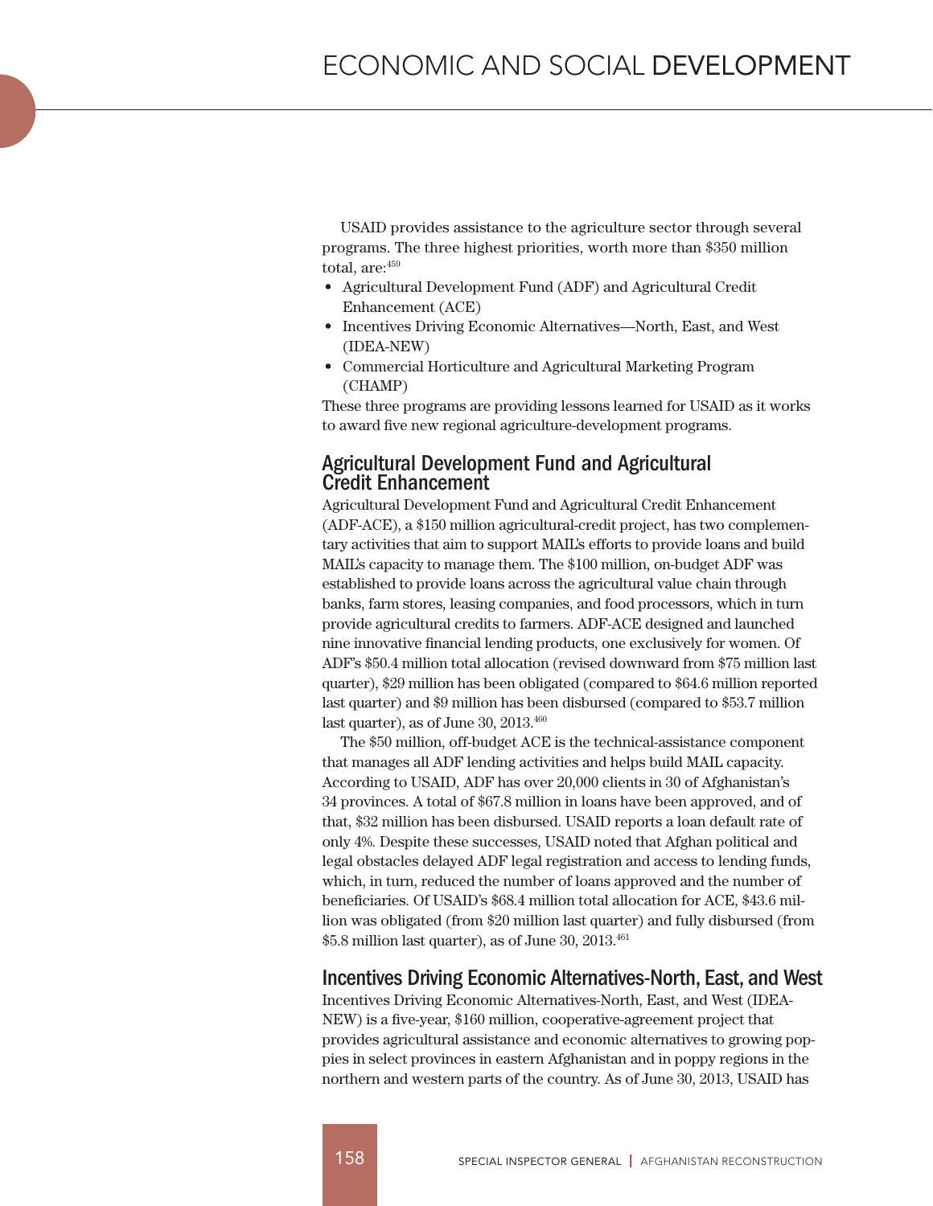USAID provides assistance to the agriculture sector through several programs. The three highest priorities, worth more than $350 million total, are:[459]

- Agricultural Development Fund (ADF) and Agricultural Credit Enhancement (ACE)
- Incentives Driving Economic Alternatives—North, East, and West (IDEA-NEW)
- Commercial Horticulture and Agricultural Marketing Program (CHAMP)

These three programs are providing lessons learned for USAID as it works to award five new regional agriculture-development programs.

## Agricultural Development Fund and Agricultural Credit Enhancement

Agricultural Development Fund and Agricultural Credit Enhancement (ADF-ACE), a $150 million agricultural-credit project, has two complementary activities that aim to support MAIL's efforts to provide loans and build MAIL's capacity to manage them. The $100 million, on-budget ADF was established to provide loans across the agricultural value chain through banks, farm stores, leasing companies, and food processors, which in turn provide agricultural credits to farmers. ADF-ACE designed and launched nine innovative financial lending products, one exclusively for women. Of ADF's $50.4 million total allocation (revised downward from $75 million last quarter), $29 million has been obligated (compared to $64.6 million reported last quarter) and $9 million has been disbursed (compared to $53.7 million last quarter), as of June 30, 2013.[460]

The $50 million, off-budget ACE is the technical-assistance component that manages all ADF lending activities and helps build MAIL capacity. According to USAID, ADF has over 20,000 clients in 30 of Afghanistan's 34 provinces. A total of $67.8 million in loans have been approved, and of that, $32 million has been disbursed. USAID reports a loan default rate of only 4%. Despite these successes, USAID noted that Afghan political and legal obstacles delayed ADF legal registration and access to lending funds, which, in turn, reduced the number of loans approved and the number of beneficiaries. Of USAID's $68.4 million total allocation for ACE, $43.6 million was obligated (from $20 million last quarter) and fully disbursed (from $5.8 million last quarter), as of June 30, 2013.[461]

## Incentives Driving Economic Alternatives-North, East, and West

Incentives Driving Economic Alternatives-North, East, and West (IDEA-NEW) is a five-year, $160 million, cooperative-agreement project that provides agricultural assistance and economic alternatives to growing poppies in select provinces in eastern Afghanistan and in poppy regions in the northern and western parts of the country. As of June 30, 2013, USAID has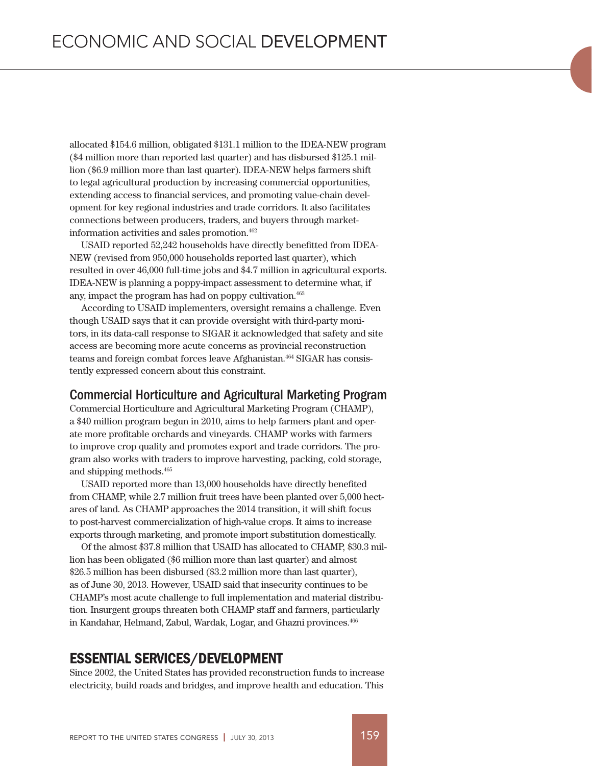allocated $154.6 million, obligated $131.1 million to the IDEA-NEW program ($4 million more than reported last quarter) and has disbursed $125.1 million ($6.9 million more than last quarter). IDEA-NEW helps farmers shift to legal agricultural production by increasing commercial opportunities, extending access to financial services, and promoting value-chain development for key regional industries and trade corridors. It also facilitates connections between producers, traders, and buyers through market-information activities and sales promotion.[462]

USAID reported 52,242 households have directly benefitted from IDEA-NEW (revised from 950,000 households reported last quarter), which resulted in over 46,000 full-time jobs and $4.7 million in agricultural exports. IDEA-NEW is planning a poppy-impact assessment to determine what, if any, impact the program has had on poppy cultivation.[463]

According to USAID implementers, oversight remains a challenge. Even though USAID says that it can provide oversight with third-party monitors, in its data-call response to SIGAR it acknowledged that safety and site access are becoming more acute concerns as provincial reconstruction teams and foreign combat forces leave Afghanistan.[464] SIGAR has consistently expressed concern about this constraint.

### Commercial Horticulture and Agricultural Marketing Program

Commercial Horticulture and Agricultural Marketing Program (CHAMP), a $40 million program begun in 2010, aims to help farmers plant and operate more profitable orchards and vineyards. CHAMP works with farmers to improve crop quality and promotes export and trade corridors. The program also works with traders to improve harvesting, packing, cold storage, and shipping methods.[465]

USAID reported more than 13,000 households have directly benefited from CHAMP, while 2.7 million fruit trees have been planted over 5,000 hectares of land. As CHAMP approaches the 2014 transition, it will shift focus to post-harvest commercialization of high-value crops. It aims to increase exports through marketing, and promote import substitution domestically.

Of the almost $37.8 million that USAID has allocated to CHAMP, $30.3 million has been obligated ($6 million more than last quarter) and almost $26.5 million has been disbursed ($3.2 million more than last quarter), as of June 30, 2013. However, USAID said that insecurity continues to be CHAMP's most acute challenge to full implementation and material distribution. Insurgent groups threaten both CHAMP staff and farmers, particularly in Kandahar, Helmand, Zabul, Wardak, Logar, and Ghazni provinces.[466]

## ESSENTIAL SERVICES/DEVELOPMENT

Since 2002, the United States has provided reconstruction funds to increase electricity, build roads and bridges, and improve health and education. This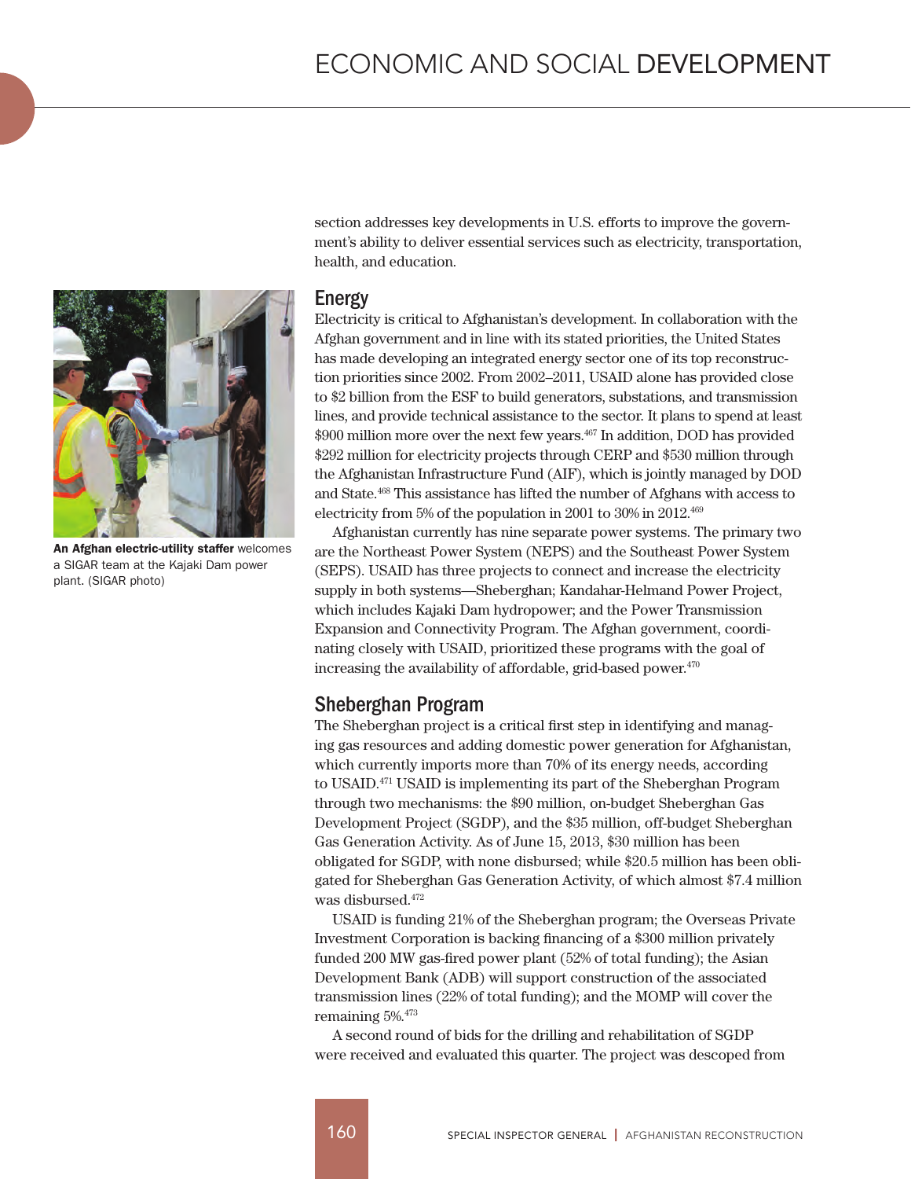section addresses key developments in U.S. efforts to improve the government's ability to deliver essential services such as electricity, transportation, health, and education.

**An Afghan electric-utility staffer** welcomes a SIGAR team at the Kajaki Dam power plant. (SIGAR photo)

## Energy

Electricity is critical to Afghanistan's development. In collaboration with the Afghan government and in line with its stated priorities, the United States has made developing an integrated energy sector one of its top reconstruction priorities since 2002. From 2002–2011, USAID alone has provided close to $2 billion from the ESF to build generators, substations, and transmission lines, and provide technical assistance to the sector. It plans to spend at least $900 million more over the next few years.[467] In addition, DOD has provided $292 million for electricity projects through CERP and $530 million through the Afghanistan Infrastructure Fund (AIF), which is jointly managed by DOD and State.[468] This assistance has lifted the number of Afghans with access to electricity from 5% of the population in 2001 to 30% in 2012.[469]

Afghanistan currently has nine separate power systems. The primary two are the Northeast Power System (NEPS) and the Southeast Power System (SEPS). USAID has three projects to connect and increase the electricity supply in both systems—Sheberghan; Kandahar-Helmand Power Project, which includes Kajaki Dam hydropower; and the Power Transmission Expansion and Connectivity Program. The Afghan government, coordinating closely with USAID, prioritized these programs with the goal of increasing the availability of affordable, grid-based power.[470]

## Sheberghan Program

The Sheberghan project is a critical first step in identifying and managing gas resources and adding domestic power generation for Afghanistan, which currently imports more than 70% of its energy needs, according to USAID.[471] USAID is implementing its part of the Sheberghan Program through two mechanisms: the $90 million, on-budget Sheberghan Gas Development Project (SGDP), and the $35 million, off-budget Sheberghan Gas Generation Activity. As of June 15, 2013, $30 million has been obligated for SGDP, with none disbursed; while $20.5 million has been obligated for Sheberghan Gas Generation Activity, of which almost $7.4 million was disbursed.[472]

USAID is funding 21% of the Sheberghan program; the Overseas Private Investment Corporation is backing financing of a $300 million privately funded 200 MW gas-fired power plant (52% of total funding); the Asian Development Bank (ADB) will support construction of the associated transmission lines (22% of total funding); and the MOMP will cover the remaining 5%.[473]

A second round of bids for the drilling and rehabilitation of SGDP were received and evaluated this quarter. The project was descoped from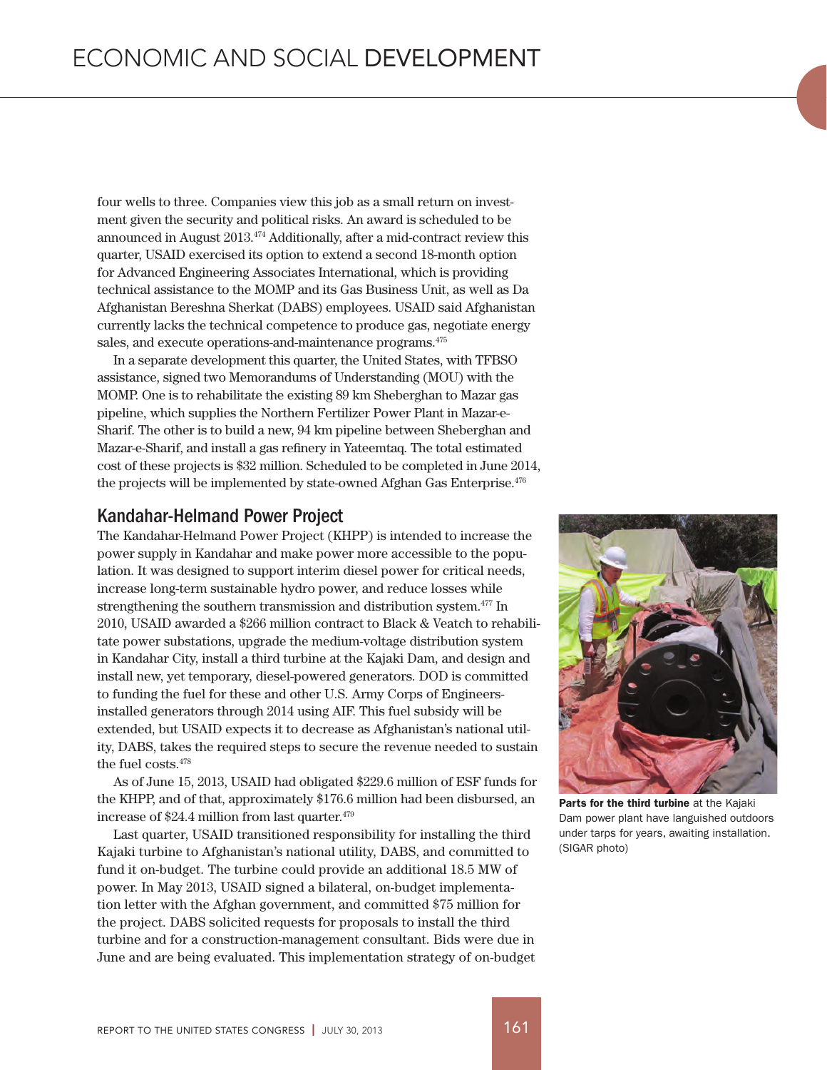four wells to three. Companies view this job as a small return on investment given the security and political risks. An award is scheduled to be announced in August 2013.[474] Additionally, after a mid-contract review this quarter, USAID exercised its option to extend a second 18-month option for Advanced Engineering Associates International, which is providing technical assistance to the MOMP and its Gas Business Unit, as well as Da Afghanistan Bereshna Sherkat (DABS) employees. USAID said Afghanistan currently lacks the technical competence to produce gas, negotiate energy sales, and execute operations-and-maintenance programs.[475]

In a separate development this quarter, the United States, with TFBSO assistance, signed two Memorandums of Understanding (MOU) with the MOMP. One is to rehabilitate the existing 89 km Sheberghan to Mazar gas pipeline, which supplies the Northern Fertilizer Power Plant in Mazar-e-Sharif. The other is to build a new, 94 km pipeline between Sheberghan and Mazar-e-Sharif, and install a gas refinery in Yateemtaq. The total estimated cost of these projects is $32 million. Scheduled to be completed in June 2014, the projects will be implemented by state-owned Afghan Gas Enterprise.[476]

## Kandahar-Helmand Power Project

The Kandahar-Helmand Power Project (KHPP) is intended to increase the power supply in Kandahar and make power more accessible to the population. It was designed to support interim diesel power for critical needs, increase long-term sustainable hydro power, and reduce losses while strengthening the southern transmission and distribution system.[477] In 2010, USAID awarded a $266 million contract to Black & Veatch to rehabilitate power substations, upgrade the medium-voltage distribution system in Kandahar City, install a third turbine at the Kajaki Dam, and design and install new, yet temporary, diesel-powered generators. DOD is committed to funding the fuel for these and other U.S. Army Corps of Engineers-installed generators through 2014 using AIF. This fuel subsidy will be extended, but USAID expects it to decrease as Afghanistan's national utility, DABS, takes the required steps to secure the revenue needed to sustain the fuel costs.[478]

As of June 15, 2013, USAID had obligated $229.6 million of ESF funds for the KHPP, and of that, approximately $176.6 million had been disbursed, an increase of $24.4 million from last quarter.[479]

Last quarter, USAID transitioned responsibility for installing the third Kajaki turbine to Afghanistan's national utility, DABS, and committed to fund it on-budget. The turbine could provide an additional 18.5 MW of power. In May 2013, USAID signed a bilateral, on-budget implementation letter with the Afghan government, and committed $75 million for the project. DABS solicited requests for proposals to install the third turbine and for a construction-management consultant. Bids were due in June and are being evaluated. This implementation strategy of on-budget

**Parts for the third turbine** at the Kajaki Dam power plant have languished outdoors under tarps for years, awaiting installation. (SIGAR photo)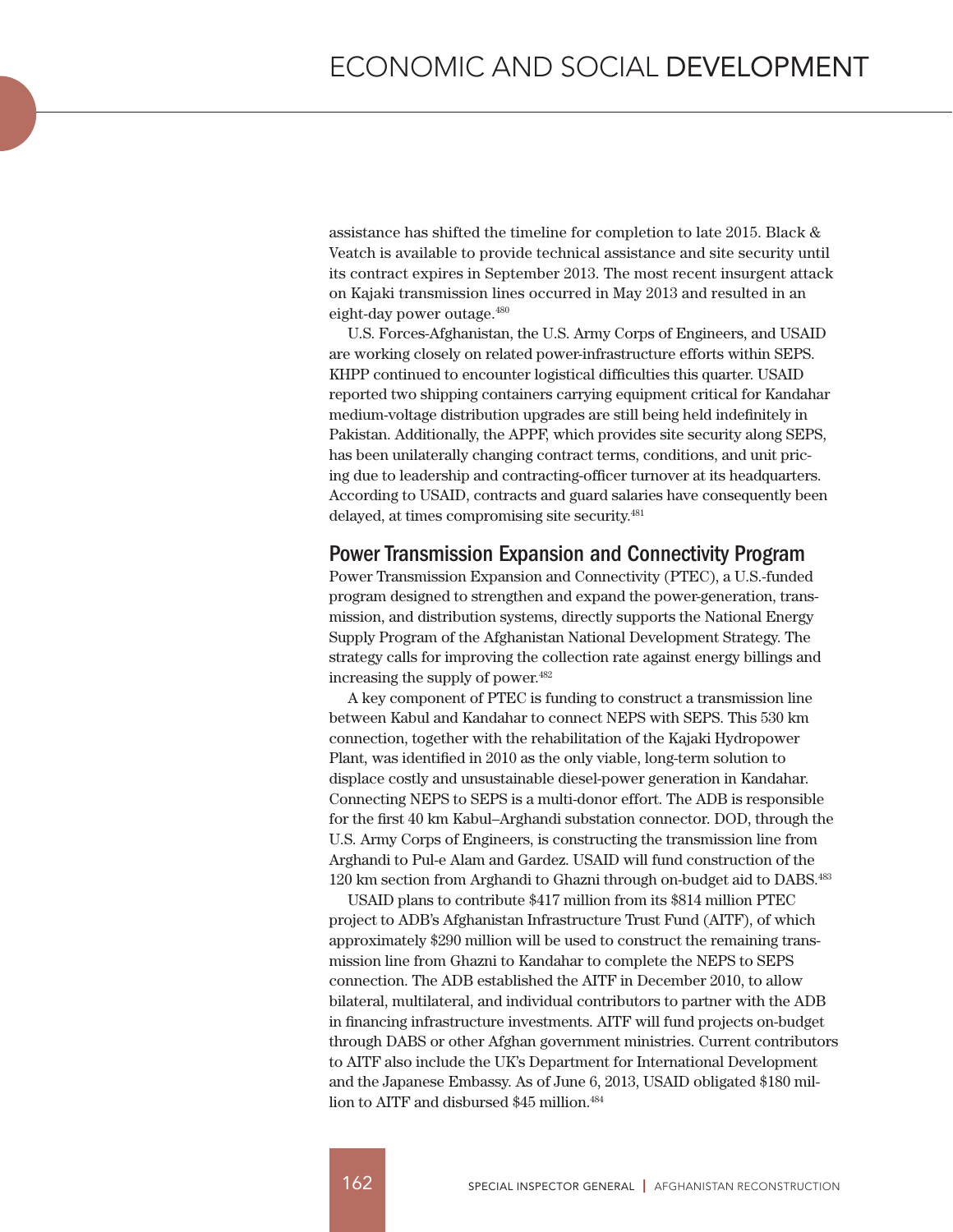assistance has shifted the timeline for completion to late 2015. Black & Veatch is available to provide technical assistance and site security until its contract expires in September 2013. The most recent insurgent attack on Kajaki transmission lines occurred in May 2013 and resulted in an eight-day power outage.[480]

U.S. Forces-Afghanistan, the U.S. Army Corps of Engineers, and USAID are working closely on related power-infrastructure efforts within SEPS. KHPP continued to encounter logistical difficulties this quarter. USAID reported two shipping containers carrying equipment critical for Kandahar medium-voltage distribution upgrades are still being held indefinitely in Pakistan. Additionally, the APPF, which provides site security along SEPS, has been unilaterally changing contract terms, conditions, and unit pricing due to leadership and contracting-officer turnover at its headquarters. According to USAID, contracts and guard salaries have consequently been delayed, at times compromising site security.[481]

## Power Transmission Expansion and Connectivity Program

Power Transmission Expansion and Connectivity (PTEC), a U.S.-funded program designed to strengthen and expand the power-generation, transmission, and distribution systems, directly supports the National Energy Supply Program of the Afghanistan National Development Strategy. The strategy calls for improving the collection rate against energy billings and increasing the supply of power.[482]

A key component of PTEC is funding to construct a transmission line between Kabul and Kandahar to connect NEPS with SEPS. This 530 km connection, together with the rehabilitation of the Kajaki Hydropower Plant, was identified in 2010 as the only viable, long-term solution to displace costly and unsustainable diesel-power generation in Kandahar. Connecting NEPS to SEPS is a multi-donor effort. The ADB is responsible for the first 40 km Kabul–Arghandi substation connector. DOD, through the U.S. Army Corps of Engineers, is constructing the transmission line from Arghandi to Pul-e Alam and Gardez. USAID will fund construction of the 120 km section from Arghandi to Ghazni through on-budget aid to DABS.[483]

USAID plans to contribute $417 million from its $814 million PTEC project to ADB's Afghanistan Infrastructure Trust Fund (AITF), of which approximately $290 million will be used to construct the remaining transmission line from Ghazni to Kandahar to complete the NEPS to SEPS connection. The ADB established the AITF in December 2010, to allow bilateral, multilateral, and individual contributors to partner with the ADB in financing infrastructure investments. AITF will fund projects on-budget through DABS or other Afghan government ministries. Current contributors to AITF also include the UK's Department for International Development and the Japanese Embassy. As of June 6, 2013, USAID obligated $180 million to AITF and disbursed $45 million.[484]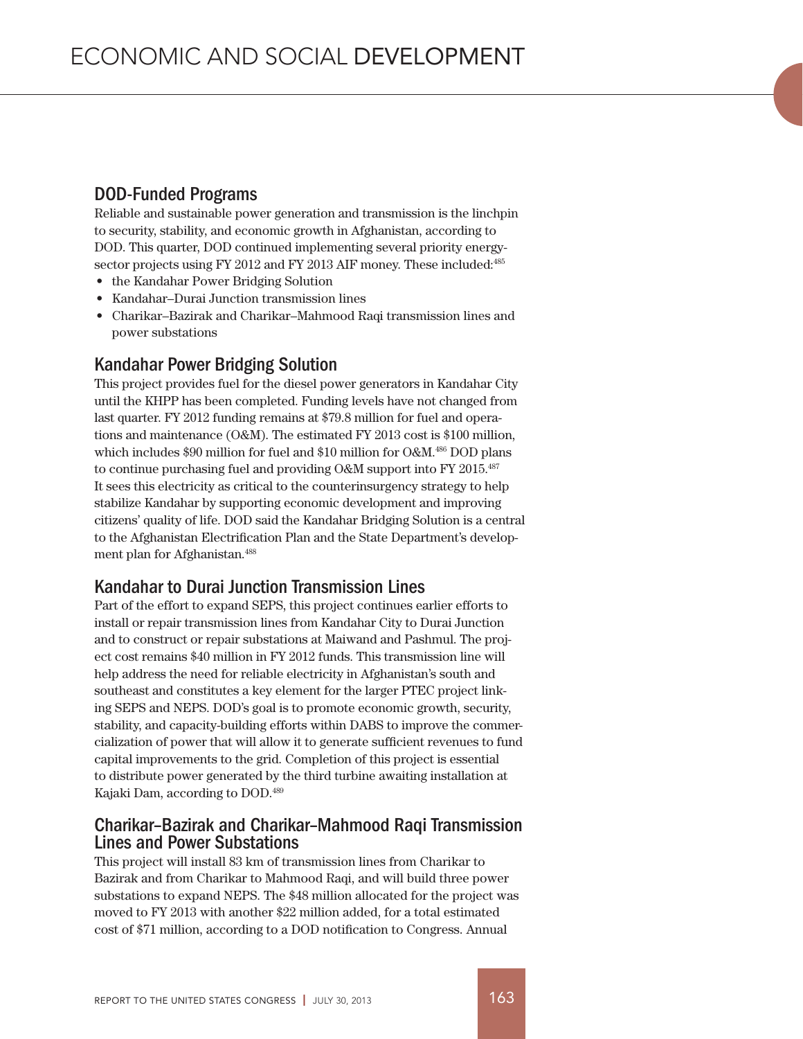### DOD-Funded Programs

Reliable and sustainable power generation and transmission is the linchpin to security, stability, and economic growth in Afghanistan, according to DOD. This quarter, DOD continued implementing several priority energy-sector projects using FY 2012 and FY 2013 AIF money. These included:[485]

- the Kandahar Power Bridging Solution
- Kandahar–Durai Junction transmission lines
- Charikar–Bazirak and Charikar–Mahmood Raqi transmission lines and power substations

### Kandahar Power Bridging Solution

This project provides fuel for the diesel power generators in Kandahar City until the KHPP has been completed. Funding levels have not changed from last quarter. FY 2012 funding remains at $79.8 million for fuel and operations and maintenance (O&M). The estimated FY 2013 cost is $100 million, which includes $90 million for fuel and $10 million for O&M.[486] DOD plans to continue purchasing fuel and providing O&M support into FY 2015.[487] It sees this electricity as critical to the counterinsurgency strategy to help stabilize Kandahar by supporting economic development and improving citizens' quality of life. DOD said the Kandahar Bridging Solution is a central to the Afghanistan Electrification Plan and the State Department's development plan for Afghanistan.[488]

### Kandahar to Durai Junction Transmission Lines

Part of the effort to expand SEPS, this project continues earlier efforts to install or repair transmission lines from Kandahar City to Durai Junction and to construct or repair substations at Maiwand and Pashmul. The project cost remains $40 million in FY 2012 funds. This transmission line will help address the need for reliable electricity in Afghanistan's south and southeast and constitutes a key element for the larger PTEC project linking SEPS and NEPS. DOD's goal is to promote economic growth, security, stability, and capacity-building efforts within DABS to improve the commercialization of power that will allow it to generate sufficient revenues to fund capital improvements to the grid. Completion of this project is essential to distribute power generated by the third turbine awaiting installation at Kajaki Dam, according to DOD.[489]

### Charikar–Bazirak and Charikar–Mahmood Raqi Transmission Lines and Power Substations

This project will install 83 km of transmission lines from Charikar to Bazirak and from Charikar to Mahmood Raqi, and will build three power substations to expand NEPS. The $48 million allocated for the project was moved to FY 2013 with another $22 million added, for a total estimated cost of $71 million, according to a DOD notification to Congress. Annual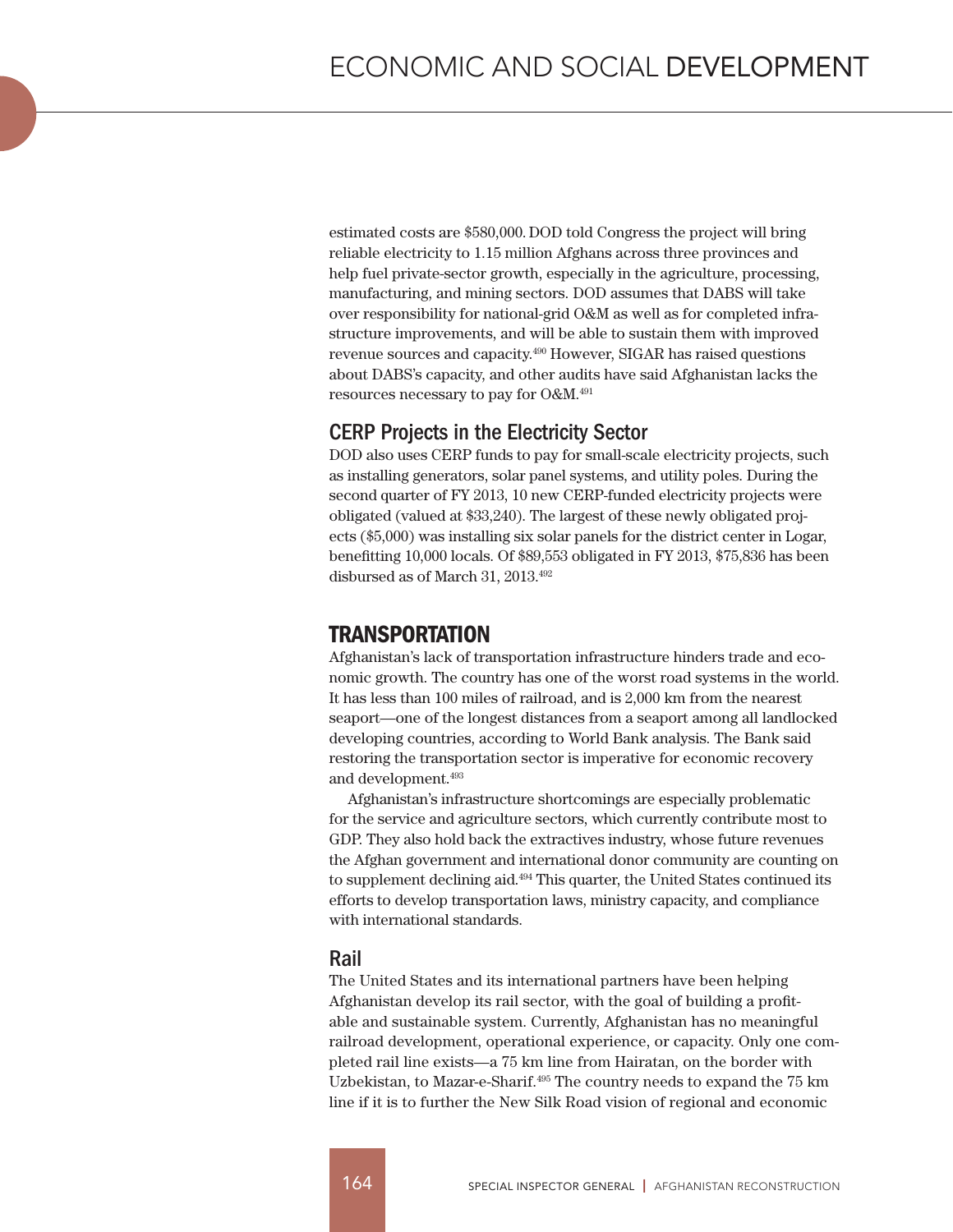estimated costs are $580,000. DOD told Congress the project will bring reliable electricity to 1.15 million Afghans across three provinces and help fuel private-sector growth, especially in the agriculture, processing, manufacturing, and mining sectors. DOD assumes that DABS will take over responsibility for national-grid O&M as well as for completed infrastructure improvements, and will be able to sustain them with improved revenue sources and capacity.[490] However, SIGAR has raised questions about DABS's capacity, and other audits have said Afghanistan lacks the resources necessary to pay for O&M.[491]

### CERP Projects in the Electricity Sector

DOD also uses CERP funds to pay for small-scale electricity projects, such as installing generators, solar panel systems, and utility poles. During the second quarter of FY 2013, 10 new CERP-funded electricity projects were obligated (valued at $33,240). The largest of these newly obligated projects ($5,000) was installing six solar panels for the district center in Logar, benefitting 10,000 locals. Of $89,553 obligated in FY 2013, $75,836 has been disbursed as of March 31, 2013.[492]

## TRANSPORTATION

Afghanistan's lack of transportation infrastructure hinders trade and economic growth. The country has one of the worst road systems in the world. It has less than 100 miles of railroad, and is 2,000 km from the nearest seaport—one of the longest distances from a seaport among all landlocked developing countries, according to World Bank analysis. The Bank said restoring the transportation sector is imperative for economic recovery and development.[493]

Afghanistan's infrastructure shortcomings are especially problematic for the service and agriculture sectors, which currently contribute most to GDP. They also hold back the extractives industry, whose future revenues the Afghan government and international donor community are counting on to supplement declining aid.[494] This quarter, the United States continued its efforts to develop transportation laws, ministry capacity, and compliance with international standards.

### Rail

The United States and its international partners have been helping Afghanistan develop its rail sector, with the goal of building a profitable and sustainable system. Currently, Afghanistan has no meaningful railroad development, operational experience, or capacity. Only one completed rail line exists—a 75 km line from Hairatan, on the border with Uzbekistan, to Mazar-e-Sharif.[495] The country needs to expand the 75 km line if it is to further the New Silk Road vision of regional and economic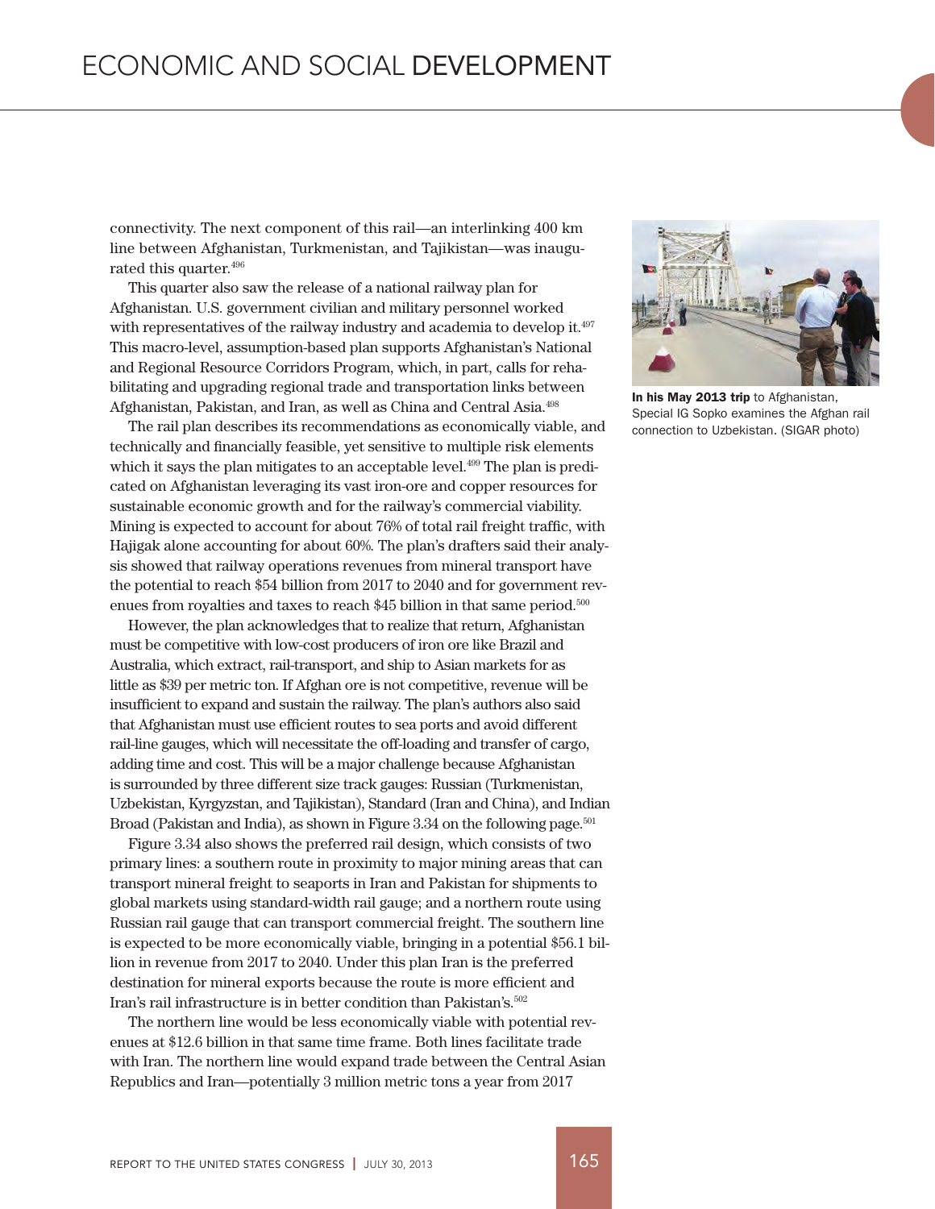connectivity. The next component of this rail—an interlinking 400 km line between Afghanistan, Turkmenistan, and Tajikistan—was inaugurated this quarter.[496]

This quarter also saw the release of a national railway plan for Afghanistan. U.S. government civilian and military personnel worked with representatives of the railway industry and academia to develop it.[497] This macro-level, assumption-based plan supports Afghanistan's National and Regional Resource Corridors Program, which, in part, calls for rehabilitating and upgrading regional trade and transportation links between Afghanistan, Pakistan, and Iran, as well as China and Central Asia.[498]

The rail plan describes its recommendations as economically viable, and technically and financially feasible, yet sensitive to multiple risk elements which it says the plan mitigates to an acceptable level.[499] The plan is predicated on Afghanistan leveraging its vast iron-ore and copper resources for sustainable economic growth and for the railway's commercial viability. Mining is expected to account for about 76% of total rail freight traffic, with Hajigak alone accounting for about 60%. The plan's drafters said their analysis showed that railway operations revenues from mineral transport have the potential to reach $54 billion from 2017 to 2040 and for government revenues from royalties and taxes to reach $45 billion in that same period.[500]

However, the plan acknowledges that to realize that return, Afghanistan must be competitive with low-cost producers of iron ore like Brazil and Australia, which extract, rail-transport, and ship to Asian markets for as little as $39 per metric ton. If Afghan ore is not competitive, revenue will be insufficient to expand and sustain the railway. The plan's authors also said that Afghanistan must use efficient routes to sea ports and avoid different rail-line gauges, which will necessitate the off-loading and transfer of cargo, adding time and cost. This will be a major challenge because Afghanistan is surrounded by three different size track gauges: Russian (Turkmenistan, Uzbekistan, Kyrgyzstan, and Tajikistan), Standard (Iran and China), and Indian Broad (Pakistan and India), as shown in Figure 3.34 on the following page.[501]

Figure 3.34 also shows the preferred rail design, which consists of two primary lines: a southern route in proximity to major mining areas that can transport mineral freight to seaports in Iran and Pakistan for shipments to global markets using standard-width rail gauge; and a northern route using Russian rail gauge that can transport commercial freight. The southern line is expected to be more economically viable, bringing in a potential $56.1 billion in revenue from 2017 to 2040. Under this plan Iran is the preferred destination for mineral exports because the route is more efficient and Iran's rail infrastructure is in better condition than Pakistan's.[502]

The northern line would be less economically viable with potential revenues at $12.6 billion in that same time frame. Both lines facilitate trade with Iran. The northern line would expand trade between the Central Asian Republics and Iran—potentially 3 million metric tons a year from 2017

**In his May 2013 trip** to Afghanistan, Special IG Sopko examines the Afghan rail connection to Uzbekistan. (SIGAR photo)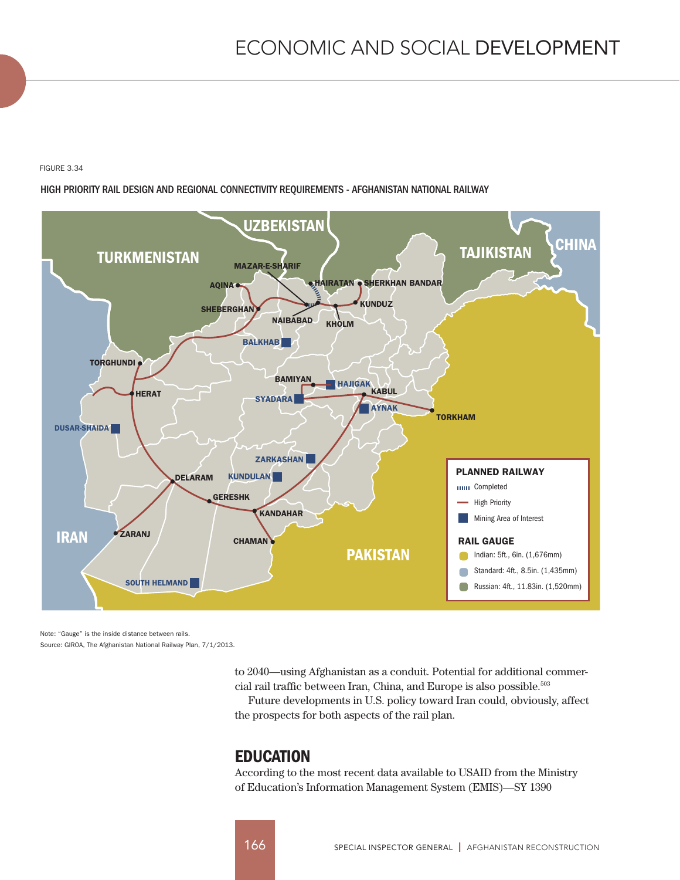FIGURE 3.34

HIGH PRIORITY RAIL DESIGN AND REGIONAL CONNECTIVITY REQUIREMENTS - AFGHANISTAN NATIONAL RAILWAY

Note: "Gauge" is the inside distance between rails.
Source: GIROA, The Afghanistan National Railway Plan, 7/1/2013.

to 2040—using Afghanistan as a conduit. Potential for additional commercial rail traffic between Iran, China, and Europe is also possible.[503]

Future developments in U.S. policy toward Iran could, obviously, affect the prospects for both aspects of the rail plan.

## EDUCATION

According to the most recent data available to USAID from the Ministry of Education's Information Management System (EMIS)—SY 1390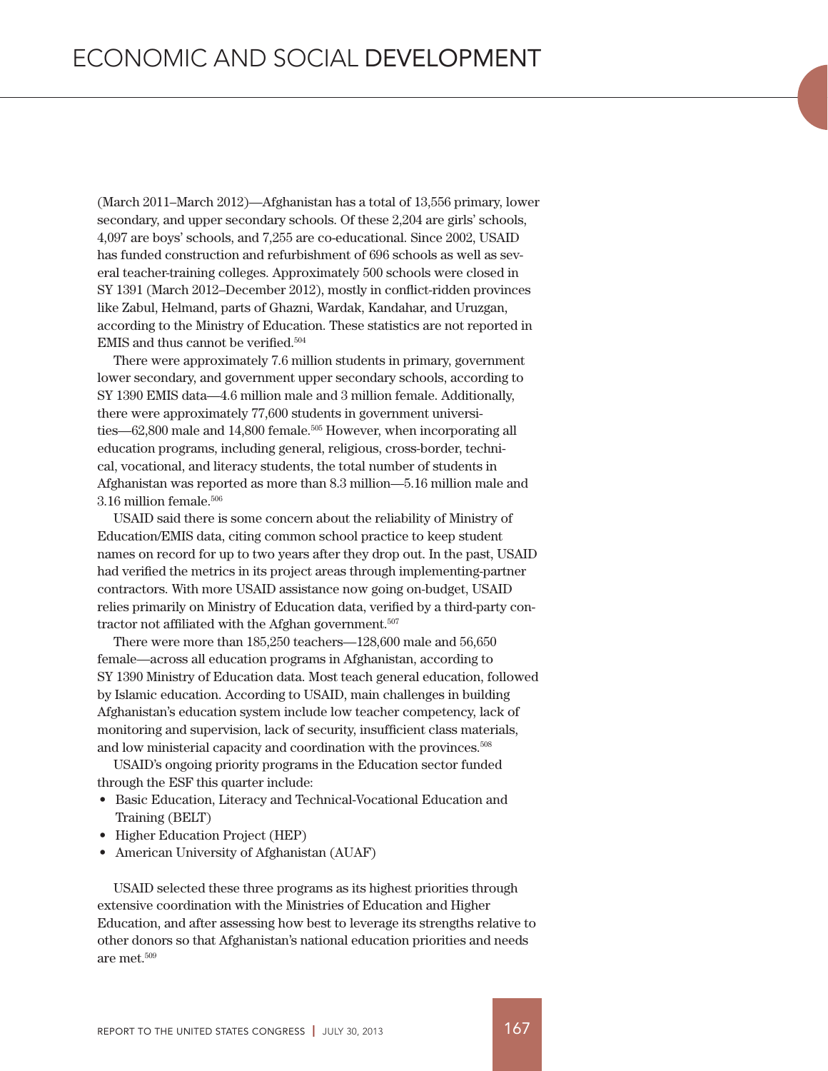(March 2011–March 2012)—Afghanistan has a total of 13,556 primary, lower secondary, and upper secondary schools. Of these 2,204 are girls' schools, 4,097 are boys' schools, and 7,255 are co-educational. Since 2002, USAID has funded construction and refurbishment of 696 schools as well as several teacher-training colleges. Approximately 500 schools were closed in SY 1391 (March 2012–December 2012), mostly in conflict-ridden provinces like Zabul, Helmand, parts of Ghazni, Wardak, Kandahar, and Uruzgan, according to the Ministry of Education. These statistics are not reported in EMIS and thus cannot be verified.[504]

There were approximately 7.6 million students in primary, government lower secondary, and government upper secondary schools, according to SY 1390 EMIS data—4.6 million male and 3 million female. Additionally, there were approximately 77,600 students in government universities—62,800 male and 14,800 female.[505] However, when incorporating all education programs, including general, religious, cross-border, technical, vocational, and literacy students, the total number of students in Afghanistan was reported as more than 8.3 million—5.16 million male and 3.16 million female.[506]

USAID said there is some concern about the reliability of Ministry of Education/EMIS data, citing common school practice to keep student names on record for up to two years after they drop out. In the past, USAID had verified the metrics in its project areas through implementing-partner contractors. With more USAID assistance now going on-budget, USAID relies primarily on Ministry of Education data, verified by a third-party contractor not affiliated with the Afghan government.[507]

There were more than 185,250 teachers—128,600 male and 56,650 female—across all education programs in Afghanistan, according to SY 1390 Ministry of Education data. Most teach general education, followed by Islamic education. According to USAID, main challenges in building Afghanistan's education system include low teacher competency, lack of monitoring and supervision, lack of security, insufficient class materials, and low ministerial capacity and coordination with the provinces.[508]

USAID's ongoing priority programs in the Education sector funded through the ESF this quarter include:

- Basic Education, Literacy and Technical-Vocational Education and Training (BELT)
- Higher Education Project (HEP)
- American University of Afghanistan (AUAF)

USAID selected these three programs as its highest priorities through extensive coordination with the Ministries of Education and Higher Education, and after assessing how best to leverage its strengths relative to other donors so that Afghanistan's national education priorities and needs are met.[509]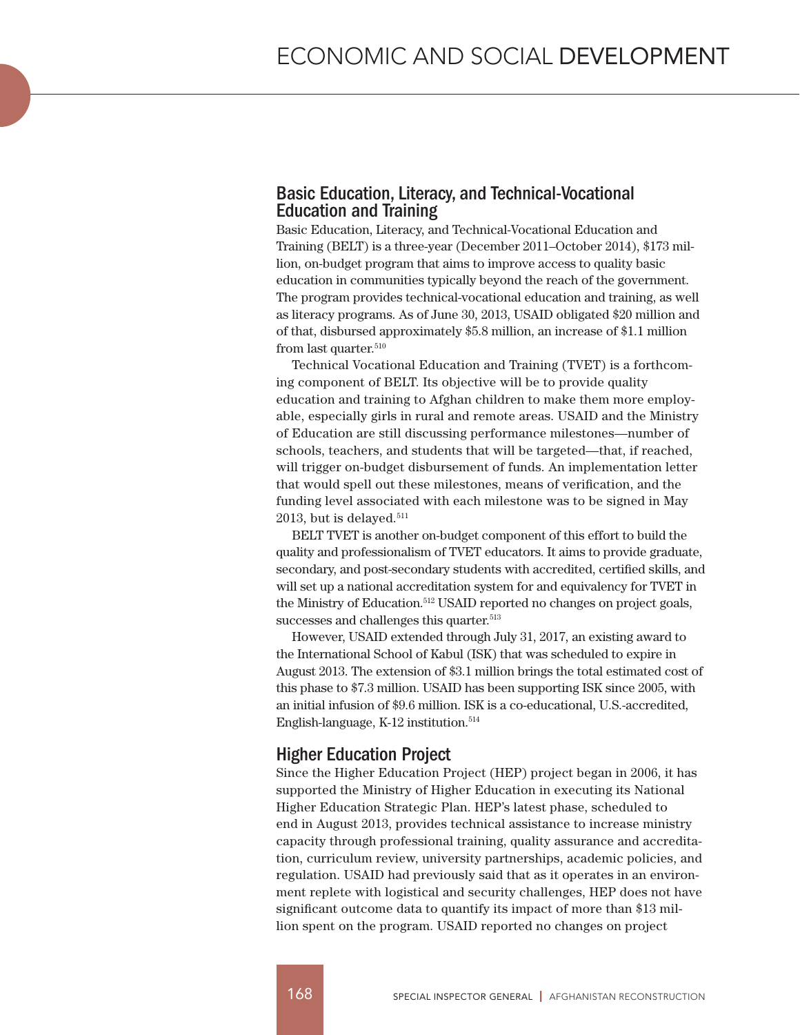## Basic Education, Literacy, and Technical-Vocational Education and Training

Basic Education, Literacy, and Technical-Vocational Education and Training (BELT) is a three-year (December 2011–October 2014), $173 million, on-budget program that aims to improve access to quality basic education in communities typically beyond the reach of the government. The program provides technical-vocational education and training, as well as literacy programs. As of June 30, 2013, USAID obligated $20 million and of that, disbursed approximately $5.8 million, an increase of $1.1 million from last quarter.[510]

Technical Vocational Education and Training (TVET) is a forthcoming component of BELT. Its objective will be to provide quality education and training to Afghan children to make them more employable, especially girls in rural and remote areas. USAID and the Ministry of Education are still discussing performance milestones—number of schools, teachers, and students that will be targeted—that, if reached, will trigger on-budget disbursement of funds. An implementation letter that would spell out these milestones, means of verification, and the funding level associated with each milestone was to be signed in May 2013, but is delayed.[511]

BELT TVET is another on-budget component of this effort to build the quality and professionalism of TVET educators. It aims to provide graduate, secondary, and post-secondary students with accredited, certified skills, and will set up a national accreditation system for and equivalency for TVET in the Ministry of Education.[512] USAID reported no changes on project goals, successes and challenges this quarter.[513]

However, USAID extended through July 31, 2017, an existing award to the International School of Kabul (ISK) that was scheduled to expire in August 2013. The extension of $3.1 million brings the total estimated cost of this phase to $7.3 million. USAID has been supporting ISK since 2005, with an initial infusion of $9.6 million. ISK is a co-educational, U.S.-accredited, English-language, K-12 institution.[514]

## Higher Education Project

Since the Higher Education Project (HEP) project began in 2006, it has supported the Ministry of Higher Education in executing its National Higher Education Strategic Plan. HEP's latest phase, scheduled to end in August 2013, provides technical assistance to increase ministry capacity through professional training, quality assurance and accreditation, curriculum review, university partnerships, academic policies, and regulation. USAID had previously said that as it operates in an environment replete with logistical and security challenges, HEP does not have significant outcome data to quantify its impact of more than $13 million spent on the program. USAID reported no changes on project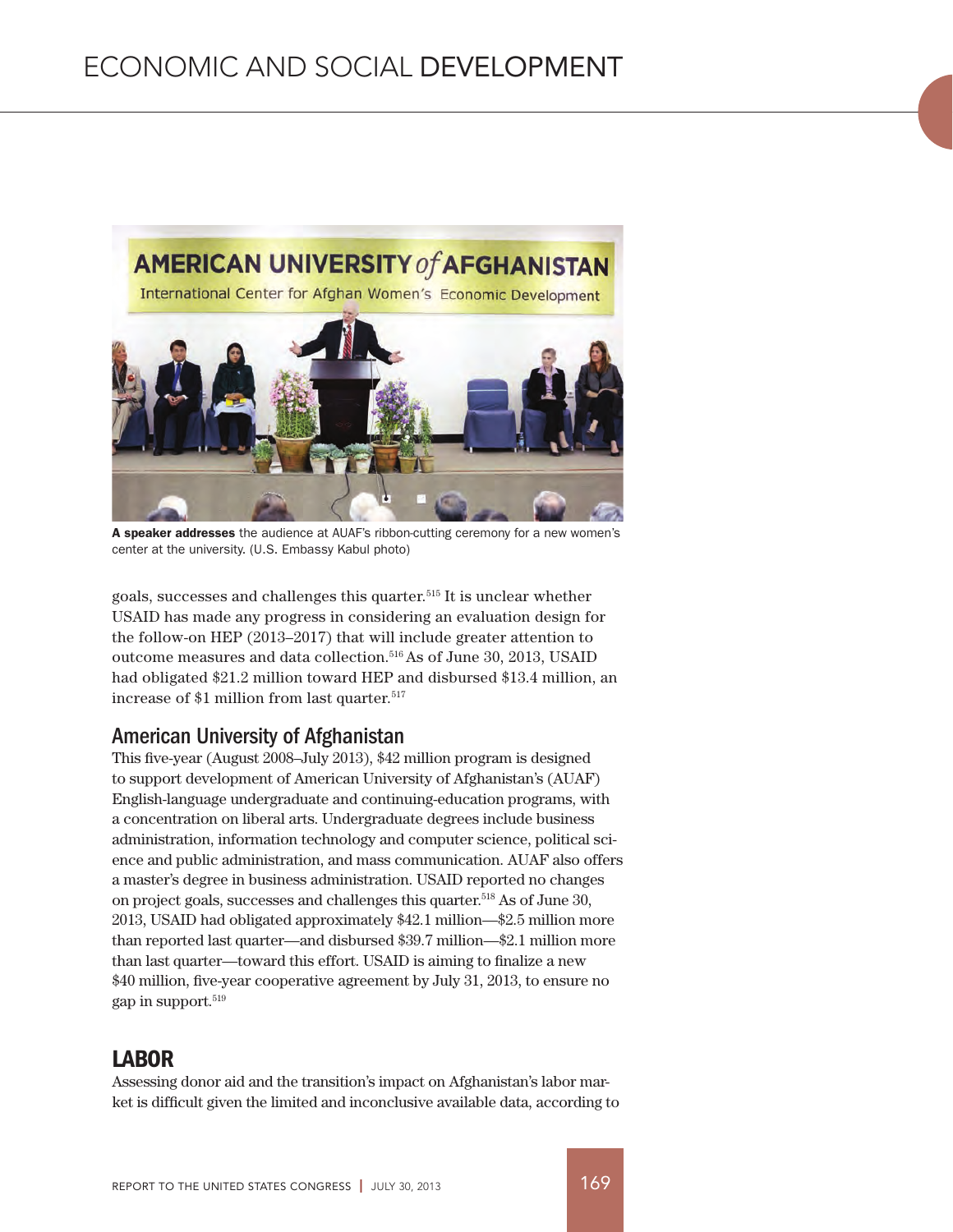**A speaker addresses** the audience at AUAF's ribbon-cutting ceremony for a new women's center at the university. (U.S. Embassy Kabul photo)

goals, successes and challenges this quarter.[515] It is unclear whether USAID has made any progress in considering an evaluation design for the follow-on HEP (2013–2017) that will include greater attention to outcome measures and data collection.[516] As of June 30, 2013, USAID had obligated $21.2 million toward HEP and disbursed $13.4 million, an increase of $1 million from last quarter.[517]

### American University of Afghanistan

This five-year (August 2008–July 2013), $42 million program is designed to support development of American University of Afghanistan's (AUAF) English-language undergraduate and continuing-education programs, with a concentration on liberal arts. Undergraduate degrees include business administration, information technology and computer science, political science and public administration, and mass communication. AUAF also offers a master's degree in business administration. USAID reported no changes on project goals, successes and challenges this quarter.[518] As of June 30, 2013, USAID had obligated approximately $42.1 million—$2.5 million more than reported last quarter—and disbursed $39.7 million—$2.1 million more than last quarter—toward this effort. USAID is aiming to finalize a new $40 million, five-year cooperative agreement by July 31, 2013, to ensure no gap in support.[519]

## LABOR

Assessing donor aid and the transition's impact on Afghanistan's labor market is difficult given the limited and inconclusive available data, according to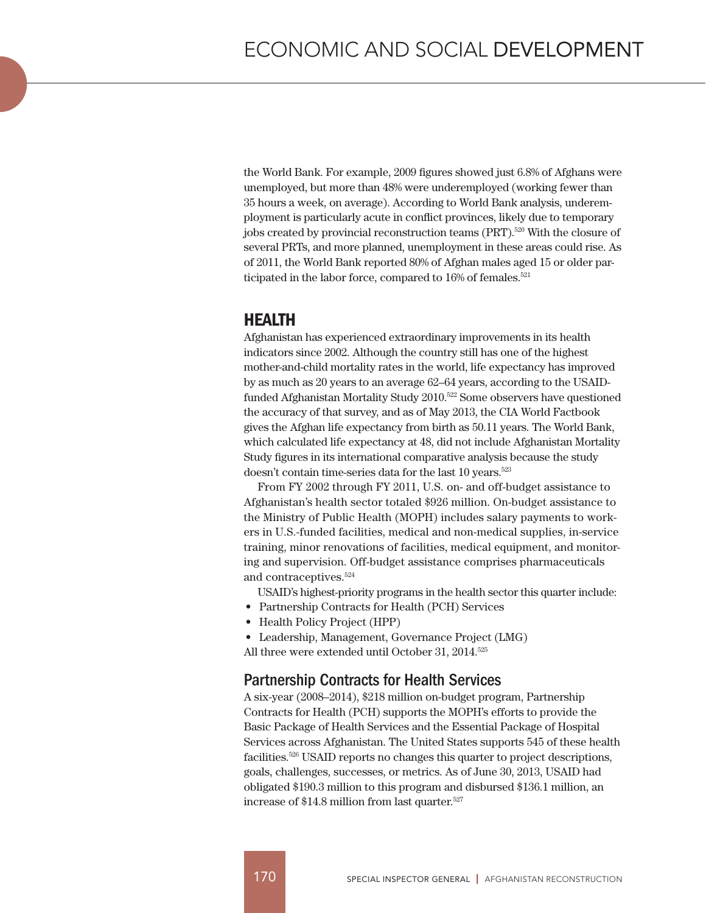the World Bank. For example, 2009 figures showed just 6.8% of Afghans were unemployed, but more than 48% were underemployed (working fewer than 35 hours a week, on average). According to World Bank analysis, underemployment is particularly acute in conflict provinces, likely due to temporary jobs created by provincial reconstruction teams (PRT).[520] With the closure of several PRTs, and more planned, unemployment in these areas could rise. As of 2011, the World Bank reported 80% of Afghan males aged 15 or older participated in the labor force, compared to 16% of females.[521]

## HEALTH

Afghanistan has experienced extraordinary improvements in its health indicators since 2002. Although the country still has one of the highest mother-and-child mortality rates in the world, life expectancy has improved by as much as 20 years to an average 62–64 years, according to the USAID-funded Afghanistan Mortality Study 2010.[522] Some observers have questioned the accuracy of that survey, and as of May 2013, the CIA World Factbook gives the Afghan life expectancy from birth as 50.11 years. The World Bank, which calculated life expectancy at 48, did not include Afghanistan Mortality Study figures in its international comparative analysis because the study doesn't contain time-series data for the last 10 years.[523]

From FY 2002 through FY 2011, U.S. on- and off-budget assistance to Afghanistan's health sector totaled $926 million. On-budget assistance to the Ministry of Public Health (MOPH) includes salary payments to workers in U.S.-funded facilities, medical and non-medical supplies, in-service training, minor renovations of facilities, medical equipment, and monitoring and supervision. Off-budget assistance comprises pharmaceuticals and contraceptives.[524]

USAID's highest-priority programs in the health sector this quarter include:

- Partnership Contracts for Health (PCH) Services
- Health Policy Project (HPP)
- Leadership, Management, Governance Project (LMG)

All three were extended until October 31, 2014.[525]

### Partnership Contracts for Health Services

A six-year (2008–2014), $218 million on-budget program, Partnership Contracts for Health (PCH) supports the MOPH's efforts to provide the Basic Package of Health Services and the Essential Package of Hospital Services across Afghanistan. The United States supports 545 of these health facilities.[526] USAID reports no changes this quarter to project descriptions, goals, challenges, successes, or metrics. As of June 30, 2013, USAID had obligated $190.3 million to this program and disbursed $136.1 million, an increase of $14.8 million from last quarter.[527]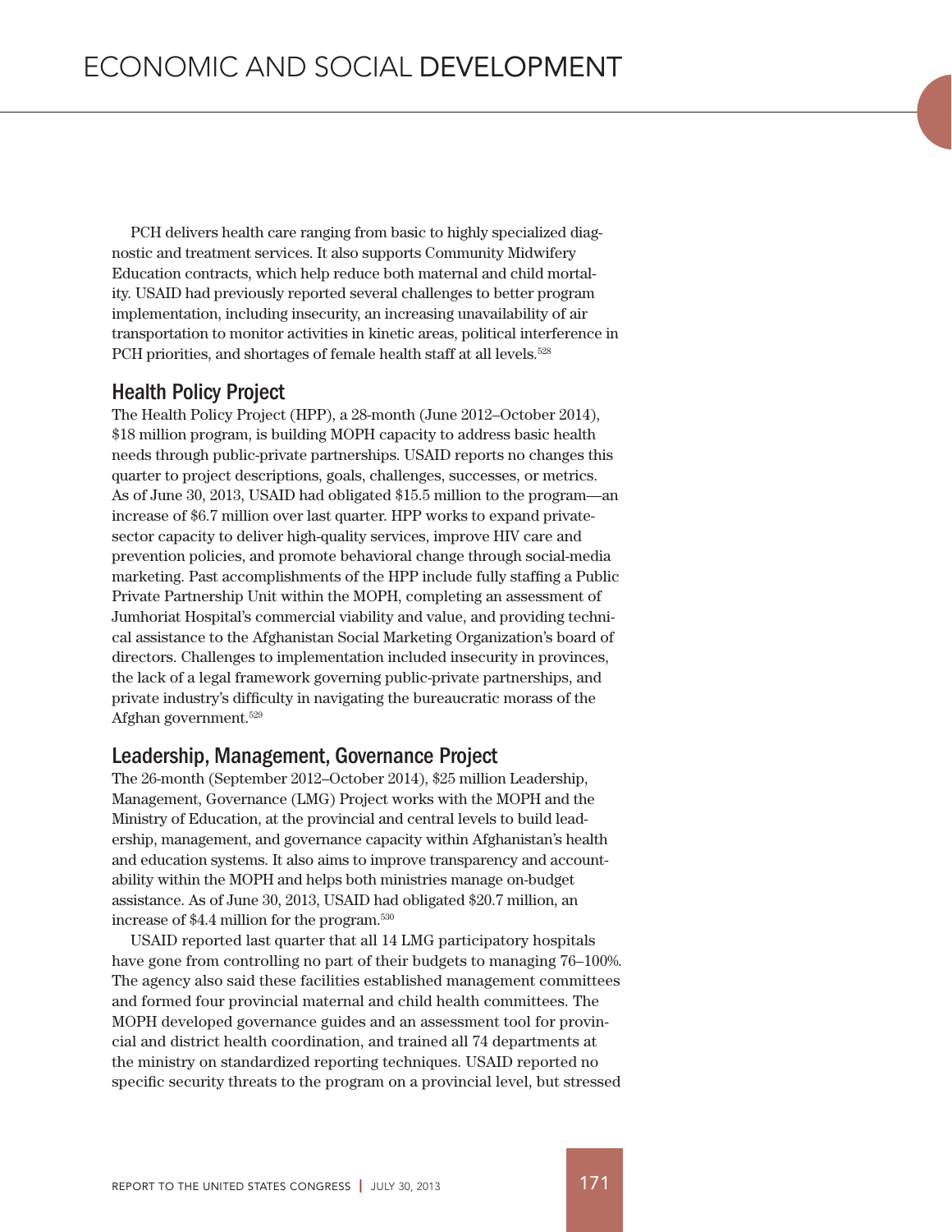PCH delivers health care ranging from basic to highly specialized diagnostic and treatment services. It also supports Community Midwifery Education contracts, which help reduce both maternal and child mortality. USAID had previously reported several challenges to better program implementation, including insecurity, an increasing unavailability of air transportation to monitor activities in kinetic areas, political interference in PCH priorities, and shortages of female health staff at all levels.[528]

## Health Policy Project

The Health Policy Project (HPP), a 28-month (June 2012–October 2014), $18 million program, is building MOPH capacity to address basic health needs through public-private partnerships. USAID reports no changes this quarter to project descriptions, goals, challenges, successes, or metrics. As of June 30, 2013, USAID had obligated $15.5 million to the program—an increase of $6.7 million over last quarter. HPP works to expand private-sector capacity to deliver high-quality services, improve HIV care and prevention policies, and promote behavioral change through social-media marketing. Past accomplishments of the HPP include fully staffing a Public Private Partnership Unit within the MOPH, completing an assessment of Jumhoriat Hospital's commercial viability and value, and providing technical assistance to the Afghanistan Social Marketing Organization's board of directors. Challenges to implementation included insecurity in provinces, the lack of a legal framework governing public-private partnerships, and private industry's difficulty in navigating the bureaucratic morass of the Afghan government.[529]

## Leadership, Management, Governance Project

The 26-month (September 2012–October 2014), $25 million Leadership, Management, Governance (LMG) Project works with the MOPH and the Ministry of Education, at the provincial and central levels to build leadership, management, and governance capacity within Afghanistan's health and education systems. It also aims to improve transparency and accountability within the MOPH and helps both ministries manage on-budget assistance. As of June 30, 2013, USAID had obligated $20.7 million, an increase of $4.4 million for the program.[530]

USAID reported last quarter that all 14 LMG participatory hospitals have gone from controlling no part of their budgets to managing 76–100%. The agency also said these facilities established management committees and formed four provincial maternal and child health committees. The MOPH developed governance guides and an assessment tool for provincial and district health coordination, and trained all 74 departments at the ministry on standardized reporting techniques. USAID reported no specific security threats to the program on a provincial level, but stressed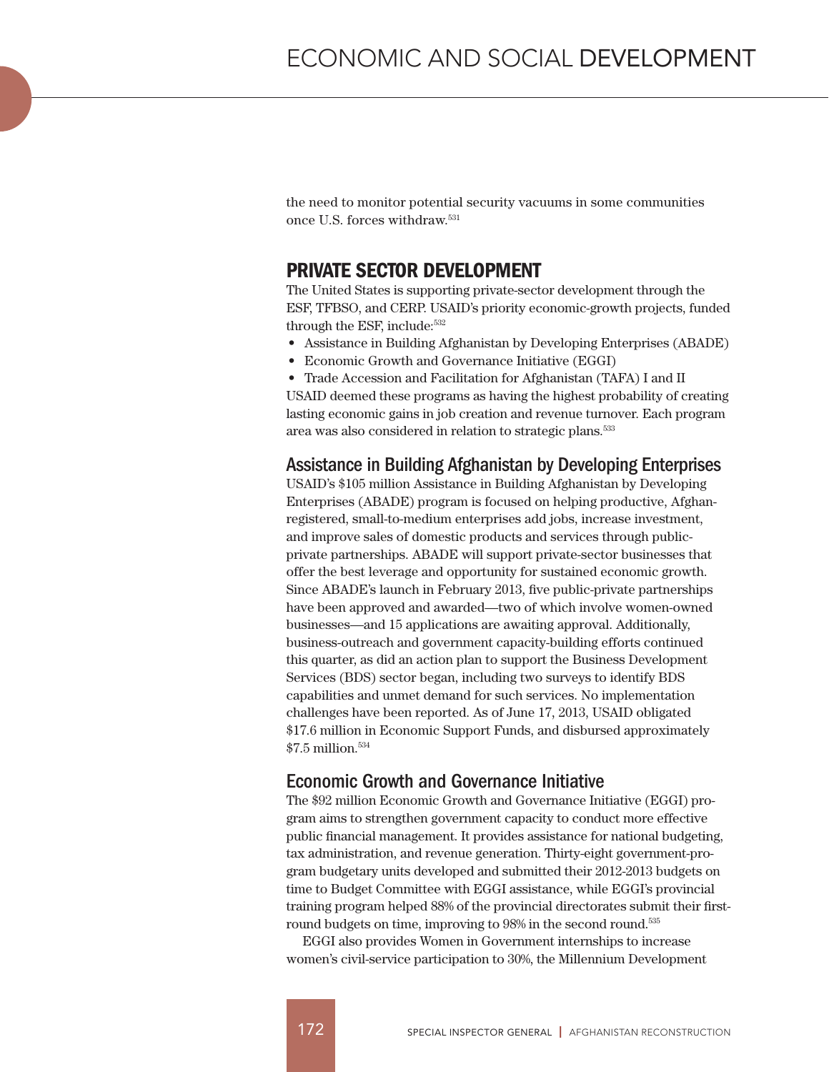the need to monitor potential security vacuums in some communities once U.S. forces withdraw.[531]

## PRIVATE SECTOR DEVELOPMENT

The United States is supporting private-sector development through the ESF, TFBSO, and CERP. USAID's priority economic-growth projects, funded through the ESF, include:[532]

- Assistance in Building Afghanistan by Developing Enterprises (ABADE)
- Economic Growth and Governance Initiative (EGGI)
- Trade Accession and Facilitation for Afghanistan (TAFA) I and II

USAID deemed these programs as having the highest probability of creating lasting economic gains in job creation and revenue turnover. Each program area was also considered in relation to strategic plans.[533]

### Assistance in Building Afghanistan by Developing Enterprises

USAID's $105 million Assistance in Building Afghanistan by Developing Enterprises (ABADE) program is focused on helping productive, Afghan-registered, small-to-medium enterprises add jobs, increase investment, and improve sales of domestic products and services through public-private partnerships. ABADE will support private-sector businesses that offer the best leverage and opportunity for sustained economic growth. Since ABADE's launch in February 2013, five public-private partnerships have been approved and awarded—two of which involve women-owned businesses—and 15 applications are awaiting approval. Additionally, business-outreach and government capacity-building efforts continued this quarter, as did an action plan to support the Business Development Services (BDS) sector began, including two surveys to identify BDS capabilities and unmet demand for such services. No implementation challenges have been reported. As of June 17, 2013, USAID obligated $17.6 million in Economic Support Funds, and disbursed approximately $7.5 million.[534]

### Economic Growth and Governance Initiative

The $92 million Economic Growth and Governance Initiative (EGGI) program aims to strengthen government capacity to conduct more effective public financial management. It provides assistance for national budgeting, tax administration, and revenue generation. Thirty-eight government-program budgetary units developed and submitted their 2012-2013 budgets on time to Budget Committee with EGGI assistance, while EGGI's provincial training program helped 88% of the provincial directorates submit their first-round budgets on time, improving to 98% in the second round.[535]

EGGI also provides Women in Government internships to increase women's civil-service participation to 30%, the Millennium Development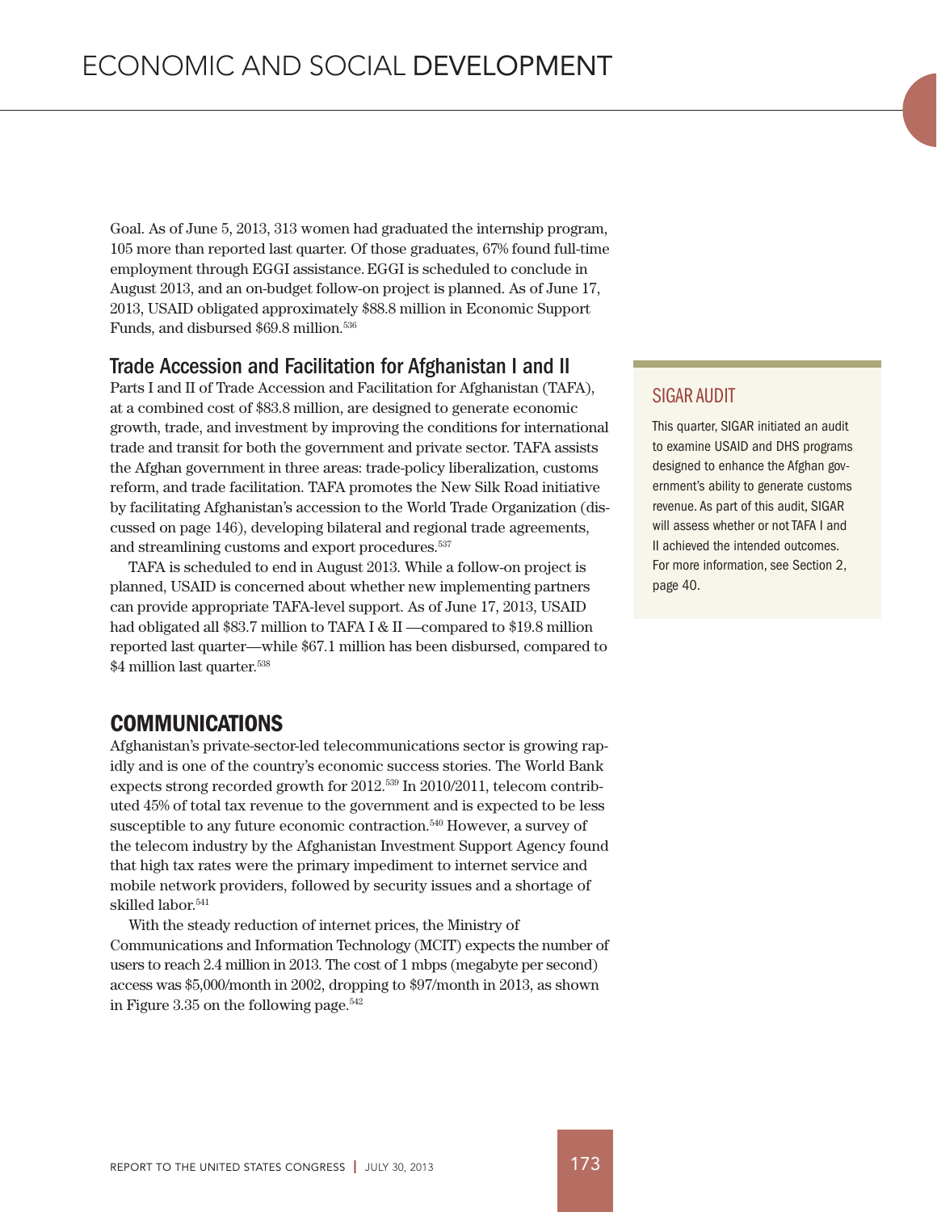Goal. As of June 5, 2013, 313 women had graduated the internship program, 105 more than reported last quarter. Of those graduates, 67% found full-time employment through EGGI assistance. EGGI is scheduled to conclude in August 2013, and an on-budget follow-on project is planned. As of June 17, 2013, USAID obligated approximately $88.8 million in Economic Support Funds, and disbursed $69.8 million.[536]

### Trade Accession and Facilitation for Afghanistan I and II

Parts I and II of Trade Accession and Facilitation for Afghanistan (TAFA), at a combined cost of $83.8 million, are designed to generate economic growth, trade, and investment by improving the conditions for international trade and transit for both the government and private sector. TAFA assists the Afghan government in three areas: trade-policy liberalization, customs reform, and trade facilitation. TAFA promotes the New Silk Road initiative by facilitating Afghanistan's accession to the World Trade Organization (discussed on page 146), developing bilateral and regional trade agreements, and streamlining customs and export procedures.[537]

TAFA is scheduled to end in August 2013. While a follow-on project is planned, USAID is concerned about whether new implementing partners can provide appropriate TAFA-level support. As of June 17, 2013, USAID had obligated all $83.7 million to TAFA I & II —compared to $19.8 million reported last quarter—while $67.1 million has been disbursed, compared to $4 million last quarter.[538]

## COMMUNICATIONS

Afghanistan's private-sector-led telecommunications sector is growing rapidly and is one of the country's economic success stories. The World Bank expects strong recorded growth for 2012.[539] In 2010/2011, telecom contributed 45% of total tax revenue to the government and is expected to be less susceptible to any future economic contraction.[540] However, a survey of the telecom industry by the Afghanistan Investment Support Agency found that high tax rates were the primary impediment to internet service and mobile network providers, followed by security issues and a shortage of skilled labor.[541]

With the steady reduction of internet prices, the Ministry of Communications and Information Technology (MCIT) expects the number of users to reach 2.4 million in 2013. The cost of 1 mbps (megabyte per second) access was $5,000/month in 2002, dropping to $97/month in 2013, as shown in Figure 3.35 on the following page.[542]

### SIGAR AUDIT

This quarter, SIGAR initiated an audit to examine USAID and DHS programs designed to enhance the Afghan government's ability to generate customs revenue. As part of this audit, SIGAR will assess whether or not TAFA I and II achieved the intended outcomes. For more information, see Section 2, page 40.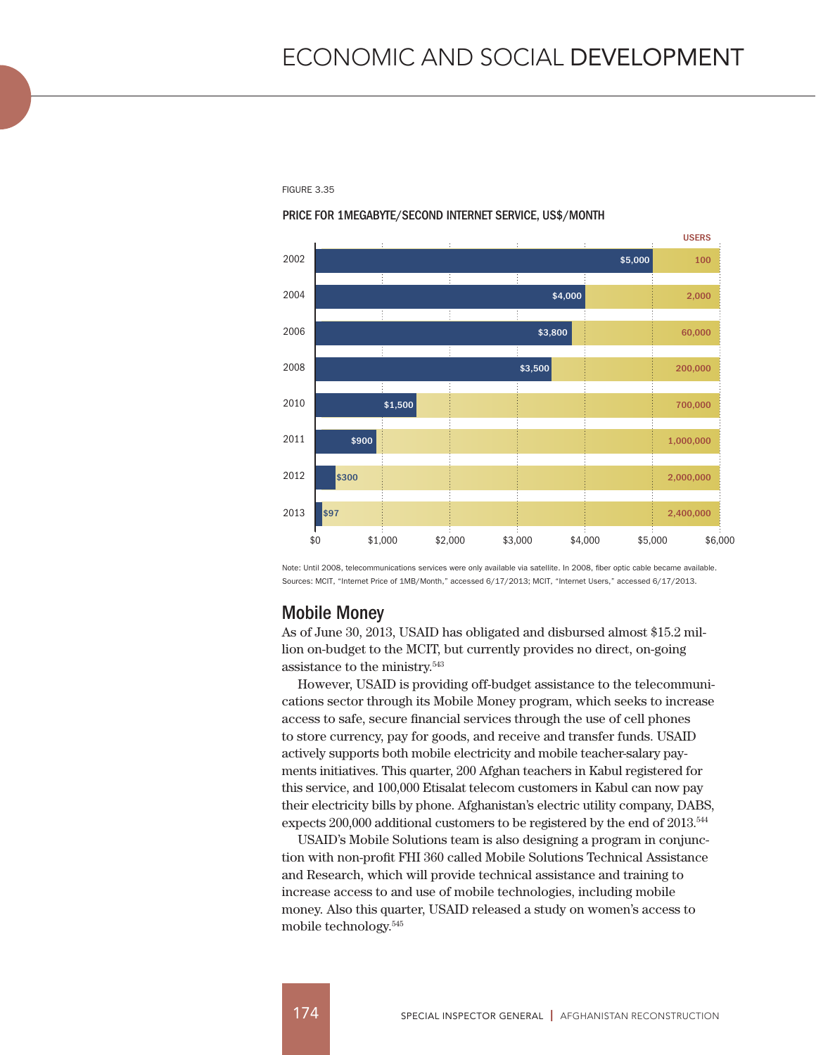FIGURE 3.35

**PRICE FOR 1MEGABYTE/SECOND INTERNET SERVICE, US$/MONTH**

| Year | Price | Users |
|---|---|---|
| 2002 | $5,000 | 100 |
| 2004 | $4,000 | 2,000 |
| 2006 | $3,800 | 60,000 |
| 2008 | $3,500 | 200,000 |
| 2010 | $1,500 | 700,000 |
| 2011 | $900 | 1,000,000 |
| 2012 | $300 | 2,000,000 |
| 2013 | $97 | 2,400,000 |

Note: Until 2008, telecommunications services were only available via satellite. In 2008, fiber optic cable became available.
Sources: MCIT, "Internet Price of 1MB/Month," accessed 6/17/2013; MCIT, "Internet Users," accessed 6/17/2013.

## Mobile Money

As of June 30, 2013, USAID has obligated and disbursed almost $15.2 million on-budget to the MCIT, but currently provides no direct, on-going assistance to the ministry.[543]

However, USAID is providing off-budget assistance to the telecommunications sector through its Mobile Money program, which seeks to increase access to safe, secure financial services through the use of cell phones to store currency, pay for goods, and receive and transfer funds. USAID actively supports both mobile electricity and mobile teacher-salary payments initiatives. This quarter, 200 Afghan teachers in Kabul registered for this service, and 100,000 Etisalat telecom customers in Kabul can now pay their electricity bills by phone. Afghanistan's electric utility company, DABS, expects 200,000 additional customers to be registered by the end of 2013.[544]

USAID's Mobile Solutions team is also designing a program in conjunction with non-profit FHI 360 called Mobile Solutions Technical Assistance and Research, which will provide technical assistance and training to increase access to and use of mobile technologies, including mobile money. Also this quarter, USAID released a study on women's access to mobile technology.[545]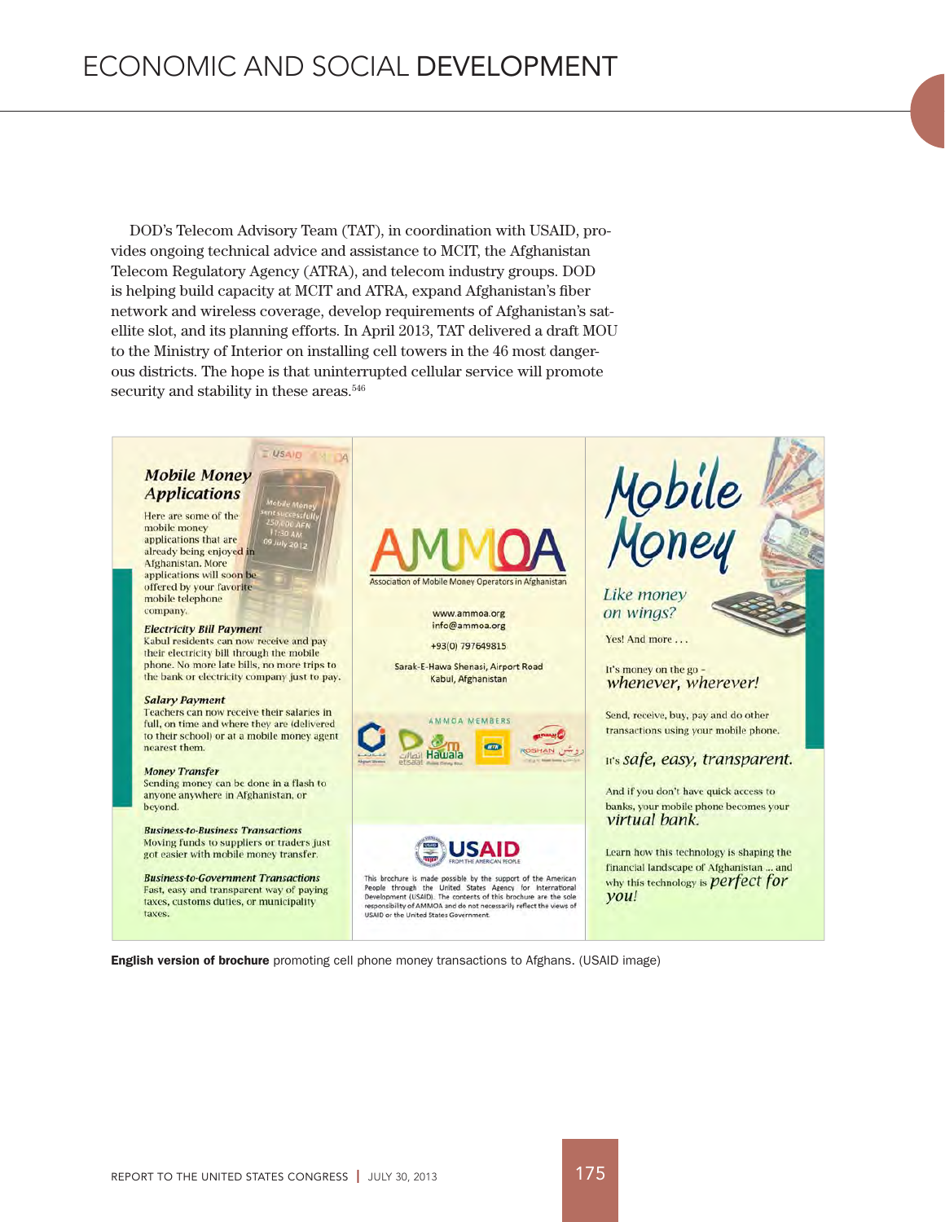DOD's Telecom Advisory Team (TAT), in coordination with USAID, provides ongoing technical advice and assistance to MCIT, the Afghanistan Telecom Regulatory Agency (ATRA), and telecom industry groups. DOD is helping build capacity at MCIT and ATRA, expand Afghanistan's fiber network and wireless coverage, develop requirements of Afghanistan's satellite slot, and its planning efforts. In April 2013, TAT delivered a draft MOU to the Ministry of Interior on installing cell towers in the 46 most dangerous districts. The hope is that uninterrupted cellular service will promote security and stability in these areas.[546]

### Mobile Money Applications

Here are some of the mobile money applications that are already being enjoyed in Afghanistan. More applications will soon be offered by your favorite mobile telephone company.

**Electricity Bill Payment**
Kabul residents can now receive and pay their electricity bill through the mobile phone. No more late bills, no more trips to the bank or electricity company just to pay.

**Salary Payment**
Teachers can now receive their salaries in full, on time and where they are (delivered to their school) or at a mobile money agent nearest them.

**Money Transfer**
Sending money can be done in a flash to anyone anywhere in Afghanistan, or beyond.

**Business-to-Business Transactions**
Moving funds to suppliers or traders just got easier with mobile money transfer.

**Business-to-Government Transactions**
Fast, easy and transparent way of paying taxes, customs duties, or municipality taxes.

AMMOA
Association of Mobile Money Operators in Afghanistan

www.ammoa.org
info@ammoa.org

+93(0) 797649815

Sarak-E-Hawa Shenasi, Airport Road
Kabul, Afghanistan

AMMOA MEMBERS

USAID FROM THE AMERICAN PEOPLE

This brochure is made possible by the support of the American People through the United States Agency for International Development (USAID). The contents of this brochure are the sole responsibility of AMMOA and do not necessarily reflect the views of USAID or the United States Government.

### Mobile Money

*Like money on wings?*

Yes! And more . . .

It's money on the go - *whenever, wherever!*

Send, receive, buy, pay and do other transactions using your mobile phone.

It's *safe, easy, transparent.*

And if you don't have quick access to banks, your mobile phone becomes your *virtual bank.*

Learn how this technology is shaping the financial landscape of Afghanistan ... and why this technology is *perfect for you!*

**English version of brochure** promoting cell phone money transactions to Afghans. (USAID image)